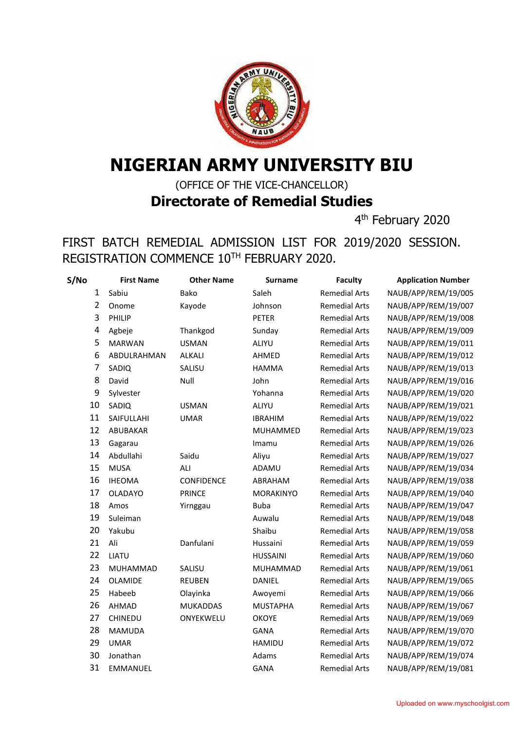# NIGERIAN ARMY UNIVERSITY BIU

(OFFICE OF THE VICE-CHANCELLOR)

## Directorate of Remedial Studies

4th February 2020

FIRST BATCH REMEDIAL ADMISSION LIST FOR 2019/2020 SESSION. REGISTRATION COMMENCE 10TH FEBRUARY 2020.

| S/No | First Name | Other Name | Surname | Faculty | Application Number |
|---|---|---|---|---|---|
| 1 | Sabiu | Bako | Saleh | Remedial Arts | NAUB/APP/REM/19/005 |
| 2 | Onome | Kayode | Johnson | Remedial Arts | NAUB/APP/REM/19/007 |
| 3 | PHILIP | | PETER | Remedial Arts | NAUB/APP/REM/19/008 |
| 4 | Agbeje | Thankgod | Sunday | Remedial Arts | NAUB/APP/REM/19/009 |
| 5 | MARWAN | USMAN | ALIYU | Remedial Arts | NAUB/APP/REM/19/011 |
| 6 | ABDULRAHMAN | ALKALI | AHMED | Remedial Arts | NAUB/APP/REM/19/012 |
| 7 | SADIQ | SALISU | HAMMA | Remedial Arts | NAUB/APP/REM/19/013 |
| 8 | David | Null | John | Remedial Arts | NAUB/APP/REM/19/016 |
| 9 | Sylvester | | Yohanna | Remedial Arts | NAUB/APP/REM/19/020 |
| 10 | SADIQ | USMAN | ALIYU | Remedial Arts | NAUB/APP/REM/19/021 |
| 11 | SAIFULLAHI | UMAR | IBRAHIM | Remedial Arts | NAUB/APP/REM/19/022 |
| 12 | ABUBAKAR | | MUHAMMED | Remedial Arts | NAUB/APP/REM/19/023 |
| 13 | Gagarau | | Imamu | Remedial Arts | NAUB/APP/REM/19/026 |
| 14 | Abdullahi | Saidu | Aliyu | Remedial Arts | NAUB/APP/REM/19/027 |
| 15 | MUSA | ALI | ADAMU | Remedial Arts | NAUB/APP/REM/19/034 |
| 16 | IHEOMA | CONFIDENCE | ABRAHAM | Remedial Arts | NAUB/APP/REM/19/038 |
| 17 | OLADAYO | PRINCE | MORAKINYO | Remedial Arts | NAUB/APP/REM/19/040 |
| 18 | Amos | Yirnggau | Buba | Remedial Arts | NAUB/APP/REM/19/047 |
| 19 | Suleiman | | Auwalu | Remedial Arts | NAUB/APP/REM/19/048 |
| 20 | Yakubu | | Shaibu | Remedial Arts | NAUB/APP/REM/19/058 |
| 21 | Ali | Danfulani | Hussaini | Remedial Arts | NAUB/APP/REM/19/059 |
| 22 | LIATU | | HUSSAINI | Remedial Arts | NAUB/APP/REM/19/060 |
| 23 | MUHAMMAD | SALISU | MUHAMMAD | Remedial Arts | NAUB/APP/REM/19/061 |
| 24 | OLAMIDE | REUBEN | DANIEL | Remedial Arts | NAUB/APP/REM/19/065 |
| 25 | Habeeb | Olayinka | Awoyemi | Remedial Arts | NAUB/APP/REM/19/066 |
| 26 | AHMAD | MUKADDAS | MUSTAPHA | Remedial Arts | NAUB/APP/REM/19/067 |
| 27 | CHINEDU | ONYEKWELU | OKOYE | Remedial Arts | NAUB/APP/REM/19/069 |
| 28 | MAMUDA | | GANA | Remedial Arts | NAUB/APP/REM/19/070 |
| 29 | UMAR | | HAMIDU | Remedial Arts | NAUB/APP/REM/19/072 |
| 30 | Jonathan | | Adams | Remedial Arts | NAUB/APP/REM/19/074 |
| 31 | EMMANUEL | | GANA | Remedial Arts | NAUB/APP/REM/19/081 |

Uploaded on www.myschoolgist.com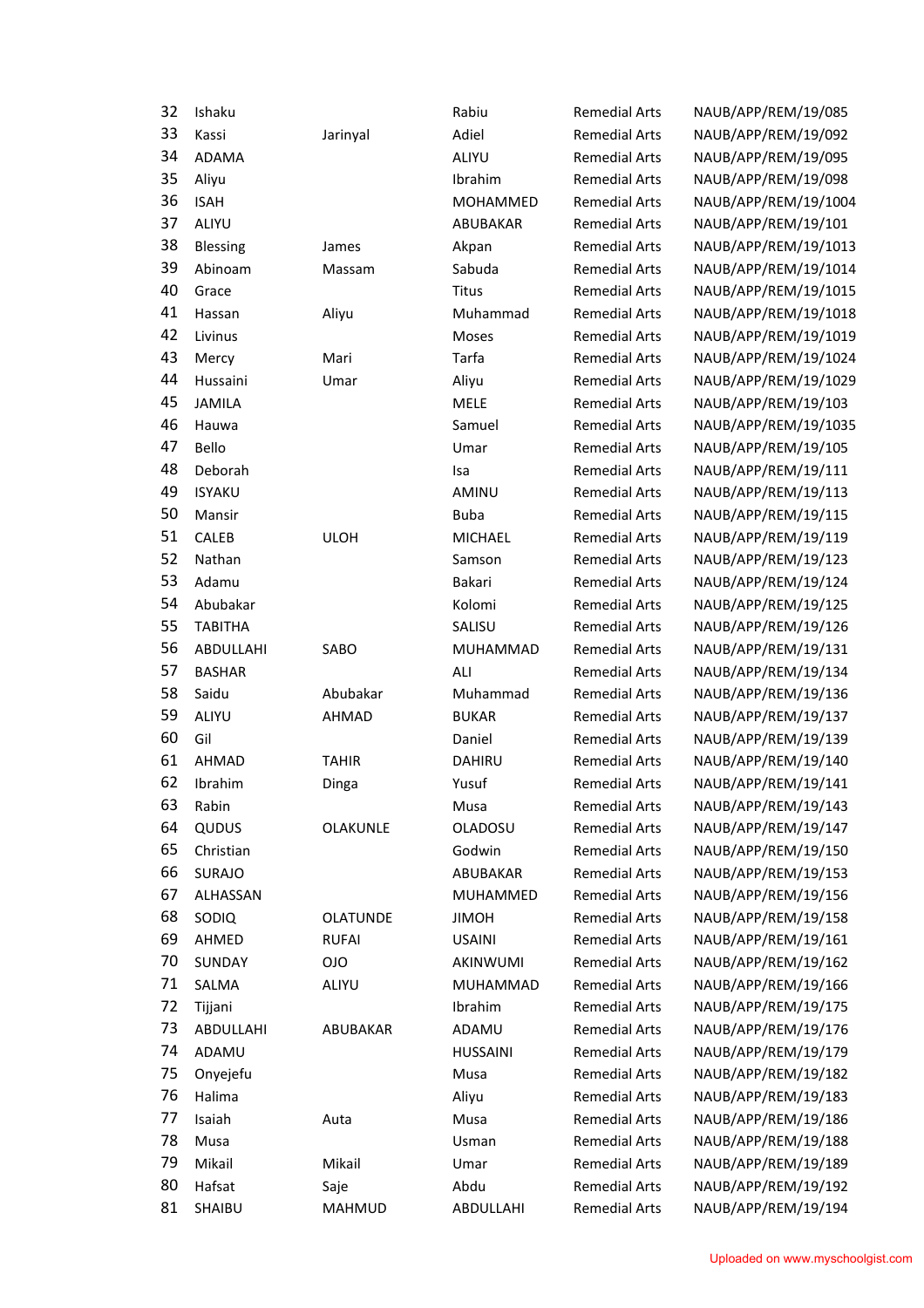| | | | | | |
|---|---|---|---|---|---|
| 32 | Ishaku | | Rabiu | Remedial Arts | NAUB/APP/REM/19/085 |
| 33 | Kassi | Jarinyal | Adiel | Remedial Arts | NAUB/APP/REM/19/092 |
| 34 | ADAMA | | ALIYU | Remedial Arts | NAUB/APP/REM/19/095 |
| 35 | Aliyu | | Ibrahim | Remedial Arts | NAUB/APP/REM/19/098 |
| 36 | ISAH | | MOHAMMED | Remedial Arts | NAUB/APP/REM/19/1004 |
| 37 | ALIYU | | ABUBAKAR | Remedial Arts | NAUB/APP/REM/19/101 |
| 38 | Blessing | James | Akpan | Remedial Arts | NAUB/APP/REM/19/1013 |
| 39 | Abinoam | Massam | Sabuda | Remedial Arts | NAUB/APP/REM/19/1014 |
| 40 | Grace | | Titus | Remedial Arts | NAUB/APP/REM/19/1015 |
| 41 | Hassan | Aliyu | Muhammad | Remedial Arts | NAUB/APP/REM/19/1018 |
| 42 | Livinus | | Moses | Remedial Arts | NAUB/APP/REM/19/1019 |
| 43 | Mercy | Mari | Tarfa | Remedial Arts | NAUB/APP/REM/19/1024 |
| 44 | Hussaini | Umar | Aliyu | Remedial Arts | NAUB/APP/REM/19/1029 |
| 45 | JAMILA | | MELE | Remedial Arts | NAUB/APP/REM/19/103 |
| 46 | Hauwa | | Samuel | Remedial Arts | NAUB/APP/REM/19/1035 |
| 47 | Bello | | Umar | Remedial Arts | NAUB/APP/REM/19/105 |
| 48 | Deborah | | Isa | Remedial Arts | NAUB/APP/REM/19/111 |
| 49 | ISYAKU | | AMINU | Remedial Arts | NAUB/APP/REM/19/113 |
| 50 | Mansir | | Buba | Remedial Arts | NAUB/APP/REM/19/115 |
| 51 | CALEB | ULOH | MICHAEL | Remedial Arts | NAUB/APP/REM/19/119 |
| 52 | Nathan | | Samson | Remedial Arts | NAUB/APP/REM/19/123 |
| 53 | Adamu | | Bakari | Remedial Arts | NAUB/APP/REM/19/124 |
| 54 | Abubakar | | Kolomi | Remedial Arts | NAUB/APP/REM/19/125 |
| 55 | TABITHA | | SALISU | Remedial Arts | NAUB/APP/REM/19/126 |
| 56 | ABDULLAHI | SABO | MUHAMMAD | Remedial Arts | NAUB/APP/REM/19/131 |
| 57 | BASHAR | | ALI | Remedial Arts | NAUB/APP/REM/19/134 |
| 58 | Saidu | Abubakar | Muhammad | Remedial Arts | NAUB/APP/REM/19/136 |
| 59 | ALIYU | AHMAD | BUKAR | Remedial Arts | NAUB/APP/REM/19/137 |
| 60 | Gil | | Daniel | Remedial Arts | NAUB/APP/REM/19/139 |
| 61 | AHMAD | TAHIR | DAHIRU | Remedial Arts | NAUB/APP/REM/19/140 |
| 62 | Ibrahim | Dinga | Yusuf | Remedial Arts | NAUB/APP/REM/19/141 |
| 63 | Rabin | | Musa | Remedial Arts | NAUB/APP/REM/19/143 |
| 64 | QUDUS | OLAKUNLE | OLADOSU | Remedial Arts | NAUB/APP/REM/19/147 |
| 65 | Christian | | Godwin | Remedial Arts | NAUB/APP/REM/19/150 |
| 66 | SURAJO | | ABUBAKAR | Remedial Arts | NAUB/APP/REM/19/153 |
| 67 | ALHASSAN | | MUHAMMED | Remedial Arts | NAUB/APP/REM/19/156 |
| 68 | SODIQ | OLATUNDE | JIMOH | Remedial Arts | NAUB/APP/REM/19/158 |
| 69 | AHMED | RUFAI | USAINI | Remedial Arts | NAUB/APP/REM/19/161 |
| 70 | SUNDAY | OJO | AKINWUMI | Remedial Arts | NAUB/APP/REM/19/162 |
| 71 | SALMA | ALIYU | MUHAMMAD | Remedial Arts | NAUB/APP/REM/19/166 |
| 72 | Tijjani | | Ibrahim | Remedial Arts | NAUB/APP/REM/19/175 |
| 73 | ABDULLAHI | ABUBAKAR | ADAMU | Remedial Arts | NAUB/APP/REM/19/176 |
| 74 | ADAMU | | HUSSAINI | Remedial Arts | NAUB/APP/REM/19/179 |
| 75 | Onyejefu | | Musa | Remedial Arts | NAUB/APP/REM/19/182 |
| 76 | Halima | | Aliyu | Remedial Arts | NAUB/APP/REM/19/183 |
| 77 | Isaiah | Auta | Musa | Remedial Arts | NAUB/APP/REM/19/186 |
| 78 | Musa | | Usman | Remedial Arts | NAUB/APP/REM/19/188 |
| 79 | Mikail | Mikail | Umar | Remedial Arts | NAUB/APP/REM/19/189 |
| 80 | Hafsat | Saje | Abdu | Remedial Arts | NAUB/APP/REM/19/192 |
| 81 | SHAIBU | MAHMUD | ABDULLAHI | Remedial Arts | NAUB/APP/REM/19/194 |

Uploaded on www.myschoolgist.com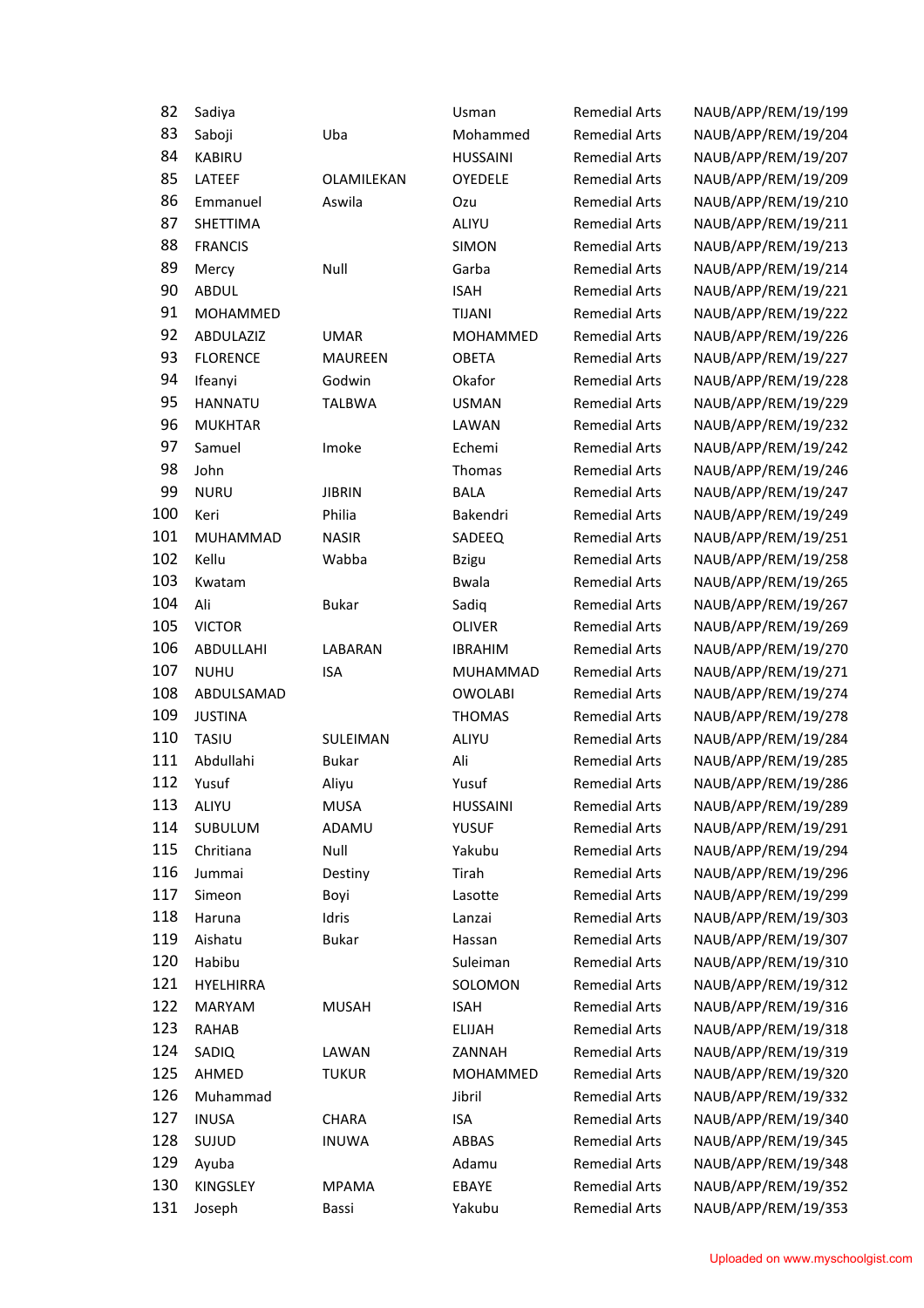| | | | | | |
|---|---|---|---|---|---|
| 82 | Sadiya | | Usman | Remedial Arts | NAUB/APP/REM/19/199 |
| 83 | Saboji | Uba | Mohammed | Remedial Arts | NAUB/APP/REM/19/204 |
| 84 | KABIRU | | HUSSAINI | Remedial Arts | NAUB/APP/REM/19/207 |
| 85 | LATEEF | OLAMILEKAN | OYEDELE | Remedial Arts | NAUB/APP/REM/19/209 |
| 86 | Emmanuel | Aswila | Ozu | Remedial Arts | NAUB/APP/REM/19/210 |
| 87 | SHETTIMA | | ALIYU | Remedial Arts | NAUB/APP/REM/19/211 |
| 88 | FRANCIS | | SIMON | Remedial Arts | NAUB/APP/REM/19/213 |
| 89 | Mercy | Null | Garba | Remedial Arts | NAUB/APP/REM/19/214 |
| 90 | ABDUL | | ISAH | Remedial Arts | NAUB/APP/REM/19/221 |
| 91 | MOHAMMED | | TIJANI | Remedial Arts | NAUB/APP/REM/19/222 |
| 92 | ABDULAZIZ | UMAR | MOHAMMED | Remedial Arts | NAUB/APP/REM/19/226 |
| 93 | FLORENCE | MAUREEN | OBETA | Remedial Arts | NAUB/APP/REM/19/227 |
| 94 | Ifeanyi | Godwin | Okafor | Remedial Arts | NAUB/APP/REM/19/228 |
| 95 | HANNATU | TALBWA | USMAN | Remedial Arts | NAUB/APP/REM/19/229 |
| 96 | MUKHTAR | | LAWAN | Remedial Arts | NAUB/APP/REM/19/232 |
| 97 | Samuel | Imoke | Echemi | Remedial Arts | NAUB/APP/REM/19/242 |
| 98 | John | | Thomas | Remedial Arts | NAUB/APP/REM/19/246 |
| 99 | NURU | JIBRIN | BALA | Remedial Arts | NAUB/APP/REM/19/247 |
| 100 | Keri | Philia | Bakendri | Remedial Arts | NAUB/APP/REM/19/249 |
| 101 | MUHAMMAD | NASIR | SADEEQ | Remedial Arts | NAUB/APP/REM/19/251 |
| 102 | Kellu | Wabba | Bzigu | Remedial Arts | NAUB/APP/REM/19/258 |
| 103 | Kwatam | | Bwala | Remedial Arts | NAUB/APP/REM/19/265 |
| 104 | Ali | Bukar | Sadiq | Remedial Arts | NAUB/APP/REM/19/267 |
| 105 | VICTOR | | OLIVER | Remedial Arts | NAUB/APP/REM/19/269 |
| 106 | ABDULLAHI | LABARAN | IBRAHIM | Remedial Arts | NAUB/APP/REM/19/270 |
| 107 | NUHU | ISA | MUHAMMAD | Remedial Arts | NAUB/APP/REM/19/271 |
| 108 | ABDULSAMAD | | OWOLABI | Remedial Arts | NAUB/APP/REM/19/274 |
| 109 | JUSTINA | | THOMAS | Remedial Arts | NAUB/APP/REM/19/278 |
| 110 | TASIU | SULEIMAN | ALIYU | Remedial Arts | NAUB/APP/REM/19/284 |
| 111 | Abdullahi | Bukar | Ali | Remedial Arts | NAUB/APP/REM/19/285 |
| 112 | Yusuf | Aliyu | Yusuf | Remedial Arts | NAUB/APP/REM/19/286 |
| 113 | ALIYU | MUSA | HUSSAINI | Remedial Arts | NAUB/APP/REM/19/289 |
| 114 | SUBULUM | ADAMU | YUSUF | Remedial Arts | NAUB/APP/REM/19/291 |
| 115 | Chritiana | Null | Yakubu | Remedial Arts | NAUB/APP/REM/19/294 |
| 116 | Jummai | Destiny | Tirah | Remedial Arts | NAUB/APP/REM/19/296 |
| 117 | Simeon | Boyi | Lasotte | Remedial Arts | NAUB/APP/REM/19/299 |
| 118 | Haruna | Idris | Lanzai | Remedial Arts | NAUB/APP/REM/19/303 |
| 119 | Aishatu | Bukar | Hassan | Remedial Arts | NAUB/APP/REM/19/307 |
| 120 | Habibu | | Suleiman | Remedial Arts | NAUB/APP/REM/19/310 |
| 121 | HYELHIRRA | | SOLOMON | Remedial Arts | NAUB/APP/REM/19/312 |
| 122 | MARYAM | MUSAH | ISAH | Remedial Arts | NAUB/APP/REM/19/316 |
| 123 | RAHAB | | ELIJAH | Remedial Arts | NAUB/APP/REM/19/318 |
| 124 | SADIQ | LAWAN | ZANNAH | Remedial Arts | NAUB/APP/REM/19/319 |
| 125 | AHMED | TUKUR | MOHAMMED | Remedial Arts | NAUB/APP/REM/19/320 |
| 126 | Muhammad | | Jibril | Remedial Arts | NAUB/APP/REM/19/332 |
| 127 | INUSA | CHARA | ISA | Remedial Arts | NAUB/APP/REM/19/340 |
| 128 | SUJUD | INUWA | ABBAS | Remedial Arts | NAUB/APP/REM/19/345 |
| 129 | Ayuba | | Adamu | Remedial Arts | NAUB/APP/REM/19/348 |
| 130 | KINGSLEY | MPAMA | EBAYE | Remedial Arts | NAUB/APP/REM/19/352 |
| 131 | Joseph | Bassi | Yakubu | Remedial Arts | NAUB/APP/REM/19/353 |

Uploaded on www.myschoolgist.com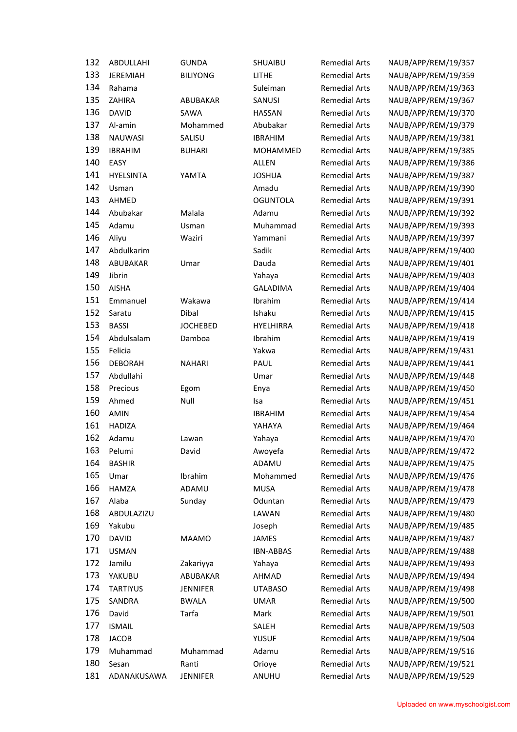| | | | | | |
|---|---|---|---|---|---|
| 132 | ABDULLAHI | GUNDA | SHUAIBU | Remedial Arts | NAUB/APP/REM/19/357 |
| 133 | JEREMIAH | BILIYONG | LITHE | Remedial Arts | NAUB/APP/REM/19/359 |
| 134 | Rahama | | Suleiman | Remedial Arts | NAUB/APP/REM/19/363 |
| 135 | ZAHIRA | ABUBAKAR | SANUSI | Remedial Arts | NAUB/APP/REM/19/367 |
| 136 | DAVID | SAWA | HASSAN | Remedial Arts | NAUB/APP/REM/19/370 |
| 137 | Al-amin | Mohammed | Abubakar | Remedial Arts | NAUB/APP/REM/19/379 |
| 138 | NAUWASI | SALISU | IBRAHIM | Remedial Arts | NAUB/APP/REM/19/381 |
| 139 | IBRAHIM | BUHARI | MOHAMMED | Remedial Arts | NAUB/APP/REM/19/385 |
| 140 | EASY | | ALLEN | Remedial Arts | NAUB/APP/REM/19/386 |
| 141 | HYELSINTA | YAMTA | JOSHUA | Remedial Arts | NAUB/APP/REM/19/387 |
| 142 | Usman | | Amadu | Remedial Arts | NAUB/APP/REM/19/390 |
| 143 | AHMED | | OGUNTOLA | Remedial Arts | NAUB/APP/REM/19/391 |
| 144 | Abubakar | Malala | Adamu | Remedial Arts | NAUB/APP/REM/19/392 |
| 145 | Adamu | Usman | Muhammad | Remedial Arts | NAUB/APP/REM/19/393 |
| 146 | Aliyu | Waziri | Yammani | Remedial Arts | NAUB/APP/REM/19/397 |
| 147 | Abdulkarim | | Sadik | Remedial Arts | NAUB/APP/REM/19/400 |
| 148 | ABUBAKAR | Umar | Dauda | Remedial Arts | NAUB/APP/REM/19/401 |
| 149 | Jibrin | | Yahaya | Remedial Arts | NAUB/APP/REM/19/403 |
| 150 | AISHA | | GALADIMA | Remedial Arts | NAUB/APP/REM/19/404 |
| 151 | Emmanuel | Wakawa | Ibrahim | Remedial Arts | NAUB/APP/REM/19/414 |
| 152 | Saratu | Dibal | Ishaku | Remedial Arts | NAUB/APP/REM/19/415 |
| 153 | BASSI | JOCHEBED | HYELHIRRA | Remedial Arts | NAUB/APP/REM/19/418 |
| 154 | Abdulsalam | Damboa | Ibrahim | Remedial Arts | NAUB/APP/REM/19/419 |
| 155 | Felicia | | Yakwa | Remedial Arts | NAUB/APP/REM/19/431 |
| 156 | DEBORAH | NAHARI | PAUL | Remedial Arts | NAUB/APP/REM/19/441 |
| 157 | Abdullahi | | Umar | Remedial Arts | NAUB/APP/REM/19/448 |
| 158 | Precious | Egom | Enya | Remedial Arts | NAUB/APP/REM/19/450 |
| 159 | Ahmed | Null | Isa | Remedial Arts | NAUB/APP/REM/19/451 |
| 160 | AMIN | | IBRAHIM | Remedial Arts | NAUB/APP/REM/19/454 |
| 161 | HADIZA | | YAHAYA | Remedial Arts | NAUB/APP/REM/19/464 |
| 162 | Adamu | Lawan | Yahaya | Remedial Arts | NAUB/APP/REM/19/470 |
| 163 | Pelumi | David | Awoyefa | Remedial Arts | NAUB/APP/REM/19/472 |
| 164 | BASHIR | | ADAMU | Remedial Arts | NAUB/APP/REM/19/475 |
| 165 | Umar | Ibrahim | Mohammed | Remedial Arts | NAUB/APP/REM/19/476 |
| 166 | HAMZA | ADAMU | MUSA | Remedial Arts | NAUB/APP/REM/19/478 |
| 167 | Alaba | Sunday | Oduntan | Remedial Arts | NAUB/APP/REM/19/479 |
| 168 | ABDULAZIZU | | LAWAN | Remedial Arts | NAUB/APP/REM/19/480 |
| 169 | Yakubu | | Joseph | Remedial Arts | NAUB/APP/REM/19/485 |
| 170 | DAVID | MAAMO | JAMES | Remedial Arts | NAUB/APP/REM/19/487 |
| 171 | USMAN | | IBN-ABBAS | Remedial Arts | NAUB/APP/REM/19/488 |
| 172 | Jamilu | Zakariyya | Yahaya | Remedial Arts | NAUB/APP/REM/19/493 |
| 173 | YAKUBU | ABUBAKAR | AHMAD | Remedial Arts | NAUB/APP/REM/19/494 |
| 174 | TARTIYUS | JENNIFER | UTABASO | Remedial Arts | NAUB/APP/REM/19/498 |
| 175 | SANDRA | BWALA | UMAR | Remedial Arts | NAUB/APP/REM/19/500 |
| 176 | David | Tarfa | Mark | Remedial Arts | NAUB/APP/REM/19/501 |
| 177 | ISMAIL | | SALEH | Remedial Arts | NAUB/APP/REM/19/503 |
| 178 | JACOB | | YUSUF | Remedial Arts | NAUB/APP/REM/19/504 |
| 179 | Muhammad | Muhammad | Adamu | Remedial Arts | NAUB/APP/REM/19/516 |
| 180 | Sesan | Ranti | Orioye | Remedial Arts | NAUB/APP/REM/19/521 |
| 181 | ADANAKUSAWA | JENNIFER | ANUHU | Remedial Arts | NAUB/APP/REM/19/529 |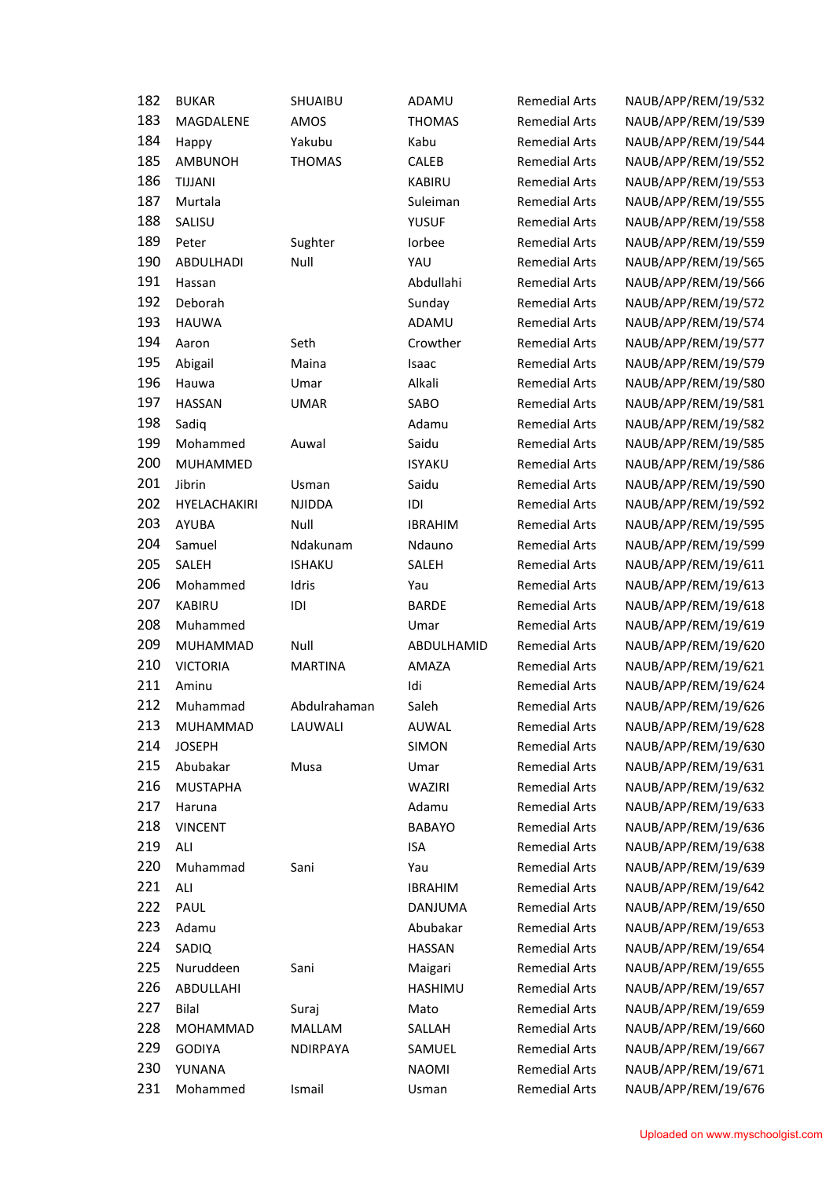| | | | | | |
|---|---|---|---|---|---|
| 182 | BUKAR | SHUAIBU | ADAMU | Remedial Arts | NAUB/APP/REM/19/532 |
| 183 | MAGDALENE | AMOS | THOMAS | Remedial Arts | NAUB/APP/REM/19/539 |
| 184 | Happy | Yakubu | Kabu | Remedial Arts | NAUB/APP/REM/19/544 |
| 185 | AMBUNOH | THOMAS | CALEB | Remedial Arts | NAUB/APP/REM/19/552 |
| 186 | TIJJANI | | KABIRU | Remedial Arts | NAUB/APP/REM/19/553 |
| 187 | Murtala | | Suleiman | Remedial Arts | NAUB/APP/REM/19/555 |
| 188 | SALISU | | YUSUF | Remedial Arts | NAUB/APP/REM/19/558 |
| 189 | Peter | Sughter | Iorbee | Remedial Arts | NAUB/APP/REM/19/559 |
| 190 | ABDULHADI | Null | YAU | Remedial Arts | NAUB/APP/REM/19/565 |
| 191 | Hassan | | Abdullahi | Remedial Arts | NAUB/APP/REM/19/566 |
| 192 | Deborah | | Sunday | Remedial Arts | NAUB/APP/REM/19/572 |
| 193 | HAUWA | | ADAMU | Remedial Arts | NAUB/APP/REM/19/574 |
| 194 | Aaron | Seth | Crowther | Remedial Arts | NAUB/APP/REM/19/577 |
| 195 | Abigail | Maina | Isaac | Remedial Arts | NAUB/APP/REM/19/579 |
| 196 | Hauwa | Umar | Alkali | Remedial Arts | NAUB/APP/REM/19/580 |
| 197 | HASSAN | UMAR | SABO | Remedial Arts | NAUB/APP/REM/19/581 |
| 198 | Sadiq | | Adamu | Remedial Arts | NAUB/APP/REM/19/582 |
| 199 | Mohammed | Auwal | Saidu | Remedial Arts | NAUB/APP/REM/19/585 |
| 200 | MUHAMMED | | ISYAKU | Remedial Arts | NAUB/APP/REM/19/586 |
| 201 | Jibrin | Usman | Saidu | Remedial Arts | NAUB/APP/REM/19/590 |
| 202 | HYELACHAKIRI | NJIDDA | IDI | Remedial Arts | NAUB/APP/REM/19/592 |
| 203 | AYUBA | Null | IBRAHIM | Remedial Arts | NAUB/APP/REM/19/595 |
| 204 | Samuel | Ndakunam | Ndauno | Remedial Arts | NAUB/APP/REM/19/599 |
| 205 | SALEH | ISHAKU | SALEH | Remedial Arts | NAUB/APP/REM/19/611 |
| 206 | Mohammed | Idris | Yau | Remedial Arts | NAUB/APP/REM/19/613 |
| 207 | KABIRU | IDI | BARDE | Remedial Arts | NAUB/APP/REM/19/618 |
| 208 | Muhammed | | Umar | Remedial Arts | NAUB/APP/REM/19/619 |
| 209 | MUHAMMAD | Null | ABDULHAMID | Remedial Arts | NAUB/APP/REM/19/620 |
| 210 | VICTORIA | MARTINA | AMAZA | Remedial Arts | NAUB/APP/REM/19/621 |
| 211 | Aminu | | Idi | Remedial Arts | NAUB/APP/REM/19/624 |
| 212 | Muhammad | Abdulrahaman | Saleh | Remedial Arts | NAUB/APP/REM/19/626 |
| 213 | MUHAMMAD | LAUWALI | AUWAL | Remedial Arts | NAUB/APP/REM/19/628 |
| 214 | JOSEPH | | SIMON | Remedial Arts | NAUB/APP/REM/19/630 |
| 215 | Abubakar | Musa | Umar | Remedial Arts | NAUB/APP/REM/19/631 |
| 216 | MUSTAPHA | | WAZIRI | Remedial Arts | NAUB/APP/REM/19/632 |
| 217 | Haruna | | Adamu | Remedial Arts | NAUB/APP/REM/19/633 |
| 218 | VINCENT | | BABAYO | Remedial Arts | NAUB/APP/REM/19/636 |
| 219 | ALI | | ISA | Remedial Arts | NAUB/APP/REM/19/638 |
| 220 | Muhammad | Sani | Yau | Remedial Arts | NAUB/APP/REM/19/639 |
| 221 | ALI | | IBRAHIM | Remedial Arts | NAUB/APP/REM/19/642 |
| 222 | PAUL | | DANJUMA | Remedial Arts | NAUB/APP/REM/19/650 |
| 223 | Adamu | | Abubakar | Remedial Arts | NAUB/APP/REM/19/653 |
| 224 | SADIQ | | HASSAN | Remedial Arts | NAUB/APP/REM/19/654 |
| 225 | Nuruddeen | Sani | Maigari | Remedial Arts | NAUB/APP/REM/19/655 |
| 226 | ABDULLAHI | | HASHIMU | Remedial Arts | NAUB/APP/REM/19/657 |
| 227 | Bilal | Suraj | Mato | Remedial Arts | NAUB/APP/REM/19/659 |
| 228 | MOHAMMAD | MALLAM | SALLAH | Remedial Arts | NAUB/APP/REM/19/660 |
| 229 | GODIYA | NDIRPAYA | SAMUEL | Remedial Arts | NAUB/APP/REM/19/667 |
| 230 | YUNANA | | NAOMI | Remedial Arts | NAUB/APP/REM/19/671 |
| 231 | Mohammed | Ismail | Usman | Remedial Arts | NAUB/APP/REM/19/676 |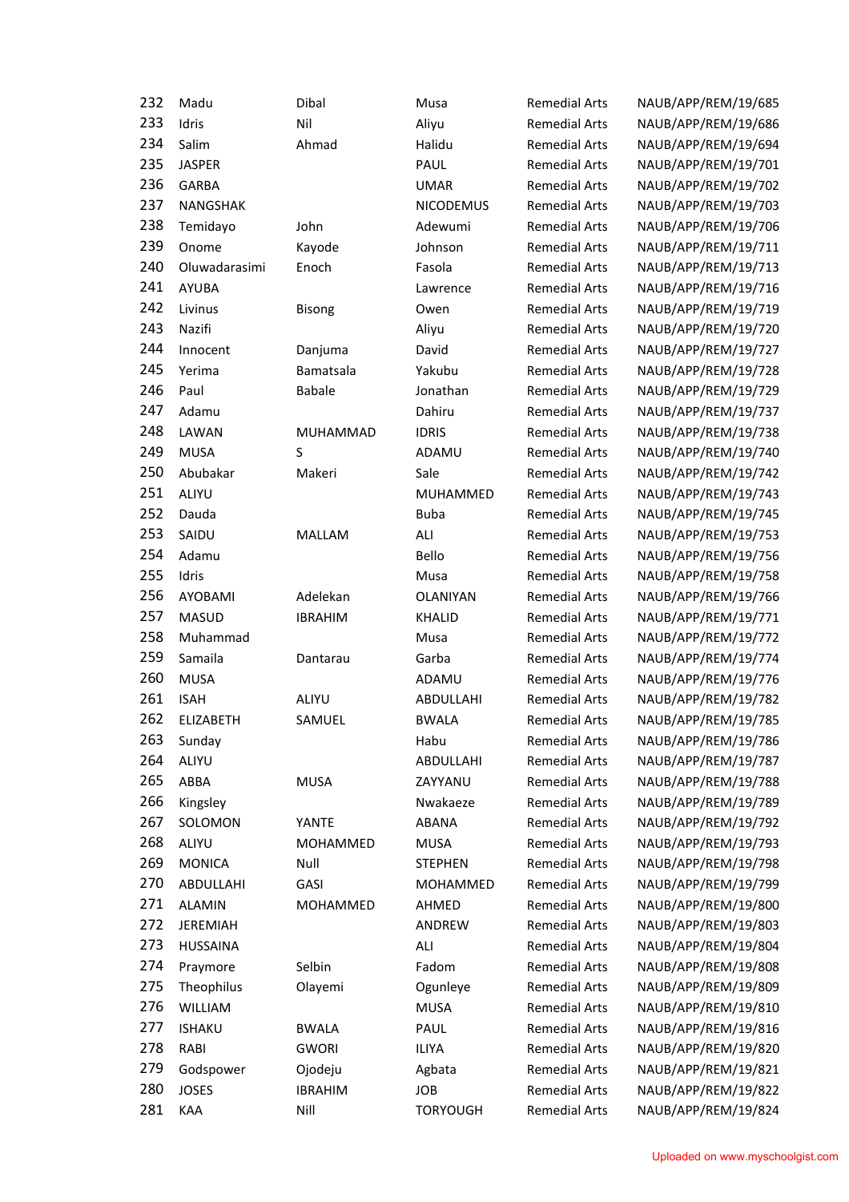| | | | | | |
|---|---|---|---|---|---|
| 232 | Madu | Dibal | Musa | Remedial Arts | NAUB/APP/REM/19/685 |
| 233 | Idris | Nil | Aliyu | Remedial Arts | NAUB/APP/REM/19/686 |
| 234 | Salim | Ahmad | Halidu | Remedial Arts | NAUB/APP/REM/19/694 |
| 235 | JASPER | | PAUL | Remedial Arts | NAUB/APP/REM/19/701 |
| 236 | GARBA | | UMAR | Remedial Arts | NAUB/APP/REM/19/702 |
| 237 | NANGSHAK | | NICODEMUS | Remedial Arts | NAUB/APP/REM/19/703 |
| 238 | Temidayo | John | Adewumi | Remedial Arts | NAUB/APP/REM/19/706 |
| 239 | Onome | Kayode | Johnson | Remedial Arts | NAUB/APP/REM/19/711 |
| 240 | Oluwadarasimi | Enoch | Fasola | Remedial Arts | NAUB/APP/REM/19/713 |
| 241 | AYUBA | | Lawrence | Remedial Arts | NAUB/APP/REM/19/716 |
| 242 | Livinus | Bisong | Owen | Remedial Arts | NAUB/APP/REM/19/719 |
| 243 | Nazifi | | Aliyu | Remedial Arts | NAUB/APP/REM/19/720 |
| 244 | Innocent | Danjuma | David | Remedial Arts | NAUB/APP/REM/19/727 |
| 245 | Yerima | Bamatsala | Yakubu | Remedial Arts | NAUB/APP/REM/19/728 |
| 246 | Paul | Babale | Jonathan | Remedial Arts | NAUB/APP/REM/19/729 |
| 247 | Adamu | | Dahiru | Remedial Arts | NAUB/APP/REM/19/737 |
| 248 | LAWAN | MUHAMMAD | IDRIS | Remedial Arts | NAUB/APP/REM/19/738 |
| 249 | MUSA | S | ADAMU | Remedial Arts | NAUB/APP/REM/19/740 |
| 250 | Abubakar | Makeri | Sale | Remedial Arts | NAUB/APP/REM/19/742 |
| 251 | ALIYU | | MUHAMMED | Remedial Arts | NAUB/APP/REM/19/743 |
| 252 | Dauda | | Buba | Remedial Arts | NAUB/APP/REM/19/745 |
| 253 | SAIDU | MALLAM | ALI | Remedial Arts | NAUB/APP/REM/19/753 |
| 254 | Adamu | | Bello | Remedial Arts | NAUB/APP/REM/19/756 |
| 255 | Idris | | Musa | Remedial Arts | NAUB/APP/REM/19/758 |
| 256 | AYOBAMI | Adelekan | OLANIYAN | Remedial Arts | NAUB/APP/REM/19/766 |
| 257 | MASUD | IBRAHIM | KHALID | Remedial Arts | NAUB/APP/REM/19/771 |
| 258 | Muhammad | | Musa | Remedial Arts | NAUB/APP/REM/19/772 |
| 259 | Samaila | Dantarau | Garba | Remedial Arts | NAUB/APP/REM/19/774 |
| 260 | MUSA | | ADAMU | Remedial Arts | NAUB/APP/REM/19/776 |
| 261 | ISAH | ALIYU | ABDULLAHI | Remedial Arts | NAUB/APP/REM/19/782 |
| 262 | ELIZABETH | SAMUEL | BWALA | Remedial Arts | NAUB/APP/REM/19/785 |
| 263 | Sunday | | Habu | Remedial Arts | NAUB/APP/REM/19/786 |
| 264 | ALIYU | | ABDULLAHI | Remedial Arts | NAUB/APP/REM/19/787 |
| 265 | ABBA | MUSA | ZAYYANU | Remedial Arts | NAUB/APP/REM/19/788 |
| 266 | Kingsley | | Nwakaeze | Remedial Arts | NAUB/APP/REM/19/789 |
| 267 | SOLOMON | YANTE | ABANA | Remedial Arts | NAUB/APP/REM/19/792 |
| 268 | ALIYU | MOHAMMED | MUSA | Remedial Arts | NAUB/APP/REM/19/793 |
| 269 | MONICA | Null | STEPHEN | Remedial Arts | NAUB/APP/REM/19/798 |
| 270 | ABDULLAHI | GASI | MOHAMMED | Remedial Arts | NAUB/APP/REM/19/799 |
| 271 | ALAMIN | MOHAMMED | AHMED | Remedial Arts | NAUB/APP/REM/19/800 |
| 272 | JEREMIAH | | ANDREW | Remedial Arts | NAUB/APP/REM/19/803 |
| 273 | HUSSAINA | | ALI | Remedial Arts | NAUB/APP/REM/19/804 |
| 274 | Praymore | Selbin | Fadom | Remedial Arts | NAUB/APP/REM/19/808 |
| 275 | Theophilus | Olayemi | Ogunleye | Remedial Arts | NAUB/APP/REM/19/809 |
| 276 | WILLIAM | | MUSA | Remedial Arts | NAUB/APP/REM/19/810 |
| 277 | ISHAKU | BWALA | PAUL | Remedial Arts | NAUB/APP/REM/19/816 |
| 278 | RABI | GWORI | ILIYA | Remedial Arts | NAUB/APP/REM/19/820 |
| 279 | Godspower | Ojodeju | Agbata | Remedial Arts | NAUB/APP/REM/19/821 |
| 280 | JOSES | IBRAHIM | JOB | Remedial Arts | NAUB/APP/REM/19/822 |
| 281 | KAA | Nill | TORYOUGH | Remedial Arts | NAUB/APP/REM/19/824 |

Uploaded on www.myschoolgist.com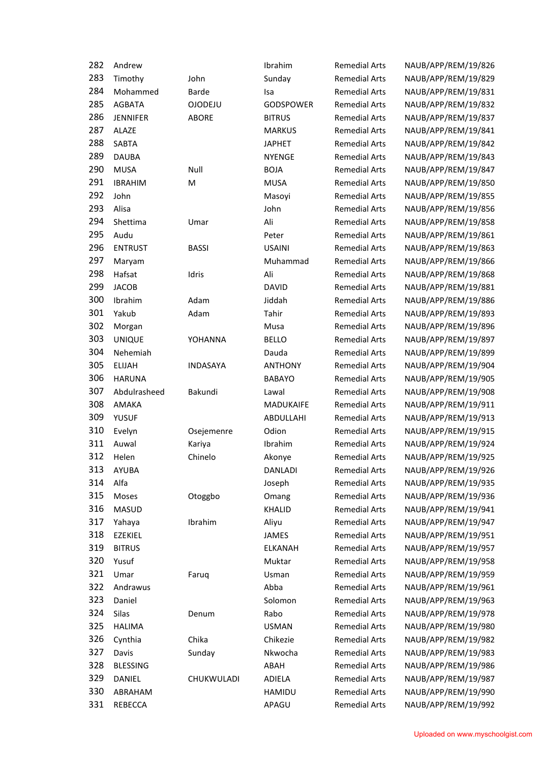| | | | | | |
|---|---|---|---|---|---|
| 282 | Andrew | | Ibrahim | Remedial Arts | NAUB/APP/REM/19/826 |
| 283 | Timothy | John | Sunday | Remedial Arts | NAUB/APP/REM/19/829 |
| 284 | Mohammed | Barde | Isa | Remedial Arts | NAUB/APP/REM/19/831 |
| 285 | AGBATA | OJODEJU | GODSPOWER | Remedial Arts | NAUB/APP/REM/19/832 |
| 286 | JENNIFER | ABORE | BITRUS | Remedial Arts | NAUB/APP/REM/19/837 |
| 287 | ALAZE | | MARKUS | Remedial Arts | NAUB/APP/REM/19/841 |
| 288 | SABTA | | JAPHET | Remedial Arts | NAUB/APP/REM/19/842 |
| 289 | DAUBA | | NYENGE | Remedial Arts | NAUB/APP/REM/19/843 |
| 290 | MUSA | Null | BOJA | Remedial Arts | NAUB/APP/REM/19/847 |
| 291 | IBRAHIM | M | MUSA | Remedial Arts | NAUB/APP/REM/19/850 |
| 292 | John | | Masoyi | Remedial Arts | NAUB/APP/REM/19/855 |
| 293 | Alisa | | John | Remedial Arts | NAUB/APP/REM/19/856 |
| 294 | Shettima | Umar | Ali | Remedial Arts | NAUB/APP/REM/19/858 |
| 295 | Audu | | Peter | Remedial Arts | NAUB/APP/REM/19/861 |
| 296 | ENTRUST | BASSI | USAINI | Remedial Arts | NAUB/APP/REM/19/863 |
| 297 | Maryam | | Muhammad | Remedial Arts | NAUB/APP/REM/19/866 |
| 298 | Hafsat | Idris | Ali | Remedial Arts | NAUB/APP/REM/19/868 |
| 299 | JACOB | | DAVID | Remedial Arts | NAUB/APP/REM/19/881 |
| 300 | Ibrahim | Adam | Jiddah | Remedial Arts | NAUB/APP/REM/19/886 |
| 301 | Yakub | Adam | Tahir | Remedial Arts | NAUB/APP/REM/19/893 |
| 302 | Morgan | | Musa | Remedial Arts | NAUB/APP/REM/19/896 |
| 303 | UNIQUE | YOHANNA | BELLO | Remedial Arts | NAUB/APP/REM/19/897 |
| 304 | Nehemiah | | Dauda | Remedial Arts | NAUB/APP/REM/19/899 |
| 305 | ELIJAH | INDASAYA | ANTHONY | Remedial Arts | NAUB/APP/REM/19/904 |
| 306 | HARUNA | | BABAYO | Remedial Arts | NAUB/APP/REM/19/905 |
| 307 | Abdulrasheed | Bakundi | Lawal | Remedial Arts | NAUB/APP/REM/19/908 |
| 308 | AMAKA | | MADUKAIFE | Remedial Arts | NAUB/APP/REM/19/911 |
| 309 | YUSUF | | ABDULLAHI | Remedial Arts | NAUB/APP/REM/19/913 |
| 310 | Evelyn | Osejemenre | Odion | Remedial Arts | NAUB/APP/REM/19/915 |
| 311 | Auwal | Kariya | Ibrahim | Remedial Arts | NAUB/APP/REM/19/924 |
| 312 | Helen | Chinelo | Akonye | Remedial Arts | NAUB/APP/REM/19/925 |
| 313 | AYUBA | | DANLADI | Remedial Arts | NAUB/APP/REM/19/926 |
| 314 | Alfa | | Joseph | Remedial Arts | NAUB/APP/REM/19/935 |
| 315 | Moses | Otoggbo | Omang | Remedial Arts | NAUB/APP/REM/19/936 |
| 316 | MASUD | | KHALID | Remedial Arts | NAUB/APP/REM/19/941 |
| 317 | Yahaya | Ibrahim | Aliyu | Remedial Arts | NAUB/APP/REM/19/947 |
| 318 | EZEKIEL | | JAMES | Remedial Arts | NAUB/APP/REM/19/951 |
| 319 | BITRUS | | ELKANAH | Remedial Arts | NAUB/APP/REM/19/957 |
| 320 | Yusuf | | Muktar | Remedial Arts | NAUB/APP/REM/19/958 |
| 321 | Umar | Faruq | Usman | Remedial Arts | NAUB/APP/REM/19/959 |
| 322 | Andrawus | | Abba | Remedial Arts | NAUB/APP/REM/19/961 |
| 323 | Daniel | | Solomon | Remedial Arts | NAUB/APP/REM/19/963 |
| 324 | Silas | Denum | Rabo | Remedial Arts | NAUB/APP/REM/19/978 |
| 325 | HALIMA | | USMAN | Remedial Arts | NAUB/APP/REM/19/980 |
| 326 | Cynthia | Chika | Chikezie | Remedial Arts | NAUB/APP/REM/19/982 |
| 327 | Davis | Sunday | Nkwocha | Remedial Arts | NAUB/APP/REM/19/983 |
| 328 | BLESSING | | ABAH | Remedial Arts | NAUB/APP/REM/19/986 |
| 329 | DANIEL | CHUKWULADI | ADIELA | Remedial Arts | NAUB/APP/REM/19/987 |
| 330 | ABRAHAM | | HAMIDU | Remedial Arts | NAUB/APP/REM/19/990 |
| 331 | REBECCA | | APAGU | Remedial Arts | NAUB/APP/REM/19/992 |

Uploaded on www.myschoolgist.com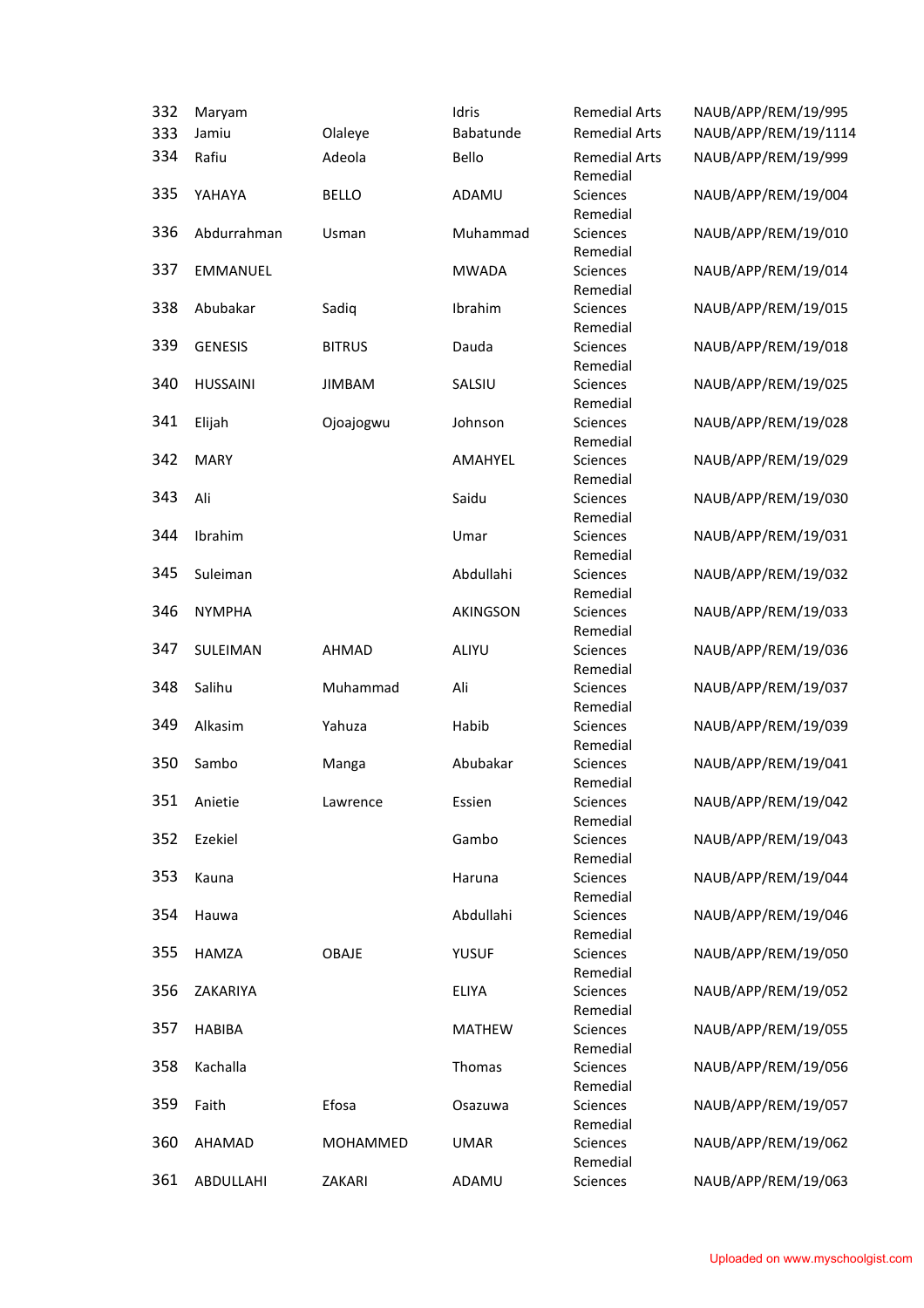| | | | | | |
|---|---|---|---|---|---|
| 332 | Maryam | | Idris | Remedial Arts | NAUB/APP/REM/19/995 |
| 333 | Jamiu | Olaleye | Babatunde | Remedial Arts | NAUB/APP/REM/19/1114 |
| 334 | Rafiu | Adeola | Bello | Remedial Arts | NAUB/APP/REM/19/999 |
| 335 | YAHAYA | BELLO | ADAMU | Remedial Sciences | NAUB/APP/REM/19/004 |
| 336 | Abdurrahman | Usman | Muhammad | Remedial Sciences | NAUB/APP/REM/19/010 |
| 337 | EMMANUEL | | MWADA | Remedial Sciences | NAUB/APP/REM/19/014 |
| 338 | Abubakar | Sadiq | Ibrahim | Remedial Sciences | NAUB/APP/REM/19/015 |
| 339 | GENESIS | BITRUS | Dauda | Remedial Sciences | NAUB/APP/REM/19/018 |
| 340 | HUSSAINI | JIMBAM | SALSIU | Remedial Sciences | NAUB/APP/REM/19/025 |
| 341 | Elijah | Ojoajogwu | Johnson | Remedial Sciences | NAUB/APP/REM/19/028 |
| 342 | MARY | | AMAHYEL | Remedial Sciences | NAUB/APP/REM/19/029 |
| 343 | Ali | | Saidu | Remedial Sciences | NAUB/APP/REM/19/030 |
| 344 | Ibrahim | | Umar | Remedial Sciences | NAUB/APP/REM/19/031 |
| 345 | Suleiman | | Abdullahi | Remedial Sciences | NAUB/APP/REM/19/032 |
| 346 | NYMPHA | | AKINGSON | Remedial Sciences | NAUB/APP/REM/19/033 |
| 347 | SULEIMAN | AHMAD | ALIYU | Remedial Sciences | NAUB/APP/REM/19/036 |
| 348 | Salihu | Muhammad | Ali | Remedial Sciences | NAUB/APP/REM/19/037 |
| 349 | Alkasim | Yahuza | Habib | Remedial Sciences | NAUB/APP/REM/19/039 |
| 350 | Sambo | Manga | Abubakar | Remedial Sciences | NAUB/APP/REM/19/041 |
| 351 | Anietie | Lawrence | Essien | Remedial Sciences | NAUB/APP/REM/19/042 |
| 352 | Ezekiel | | Gambo | Remedial Sciences | NAUB/APP/REM/19/043 |
| 353 | Kauna | | Haruna | Remedial Sciences | NAUB/APP/REM/19/044 |
| 354 | Hauwa | | Abdullahi | Remedial Sciences | NAUB/APP/REM/19/046 |
| 355 | HAMZA | OBAJE | YUSUF | Remedial Sciences | NAUB/APP/REM/19/050 |
| 356 | ZAKARIYA | | ELIYA | Remedial Sciences | NAUB/APP/REM/19/052 |
| 357 | HABIBA | | MATHEW | Remedial Sciences | NAUB/APP/REM/19/055 |
| 358 | Kachalla | | Thomas | Remedial Sciences | NAUB/APP/REM/19/056 |
| 359 | Faith | Efosa | Osazuwa | Remedial Sciences | NAUB/APP/REM/19/057 |
| 360 | AHAMAD | MOHAMMED | UMAR | Remedial Sciences | NAUB/APP/REM/19/062 |
| 361 | ABDULLAHI | ZAKARI | ADAMU | Remedial Sciences | NAUB/APP/REM/19/063 |

Uploaded on www.myschoolgist.com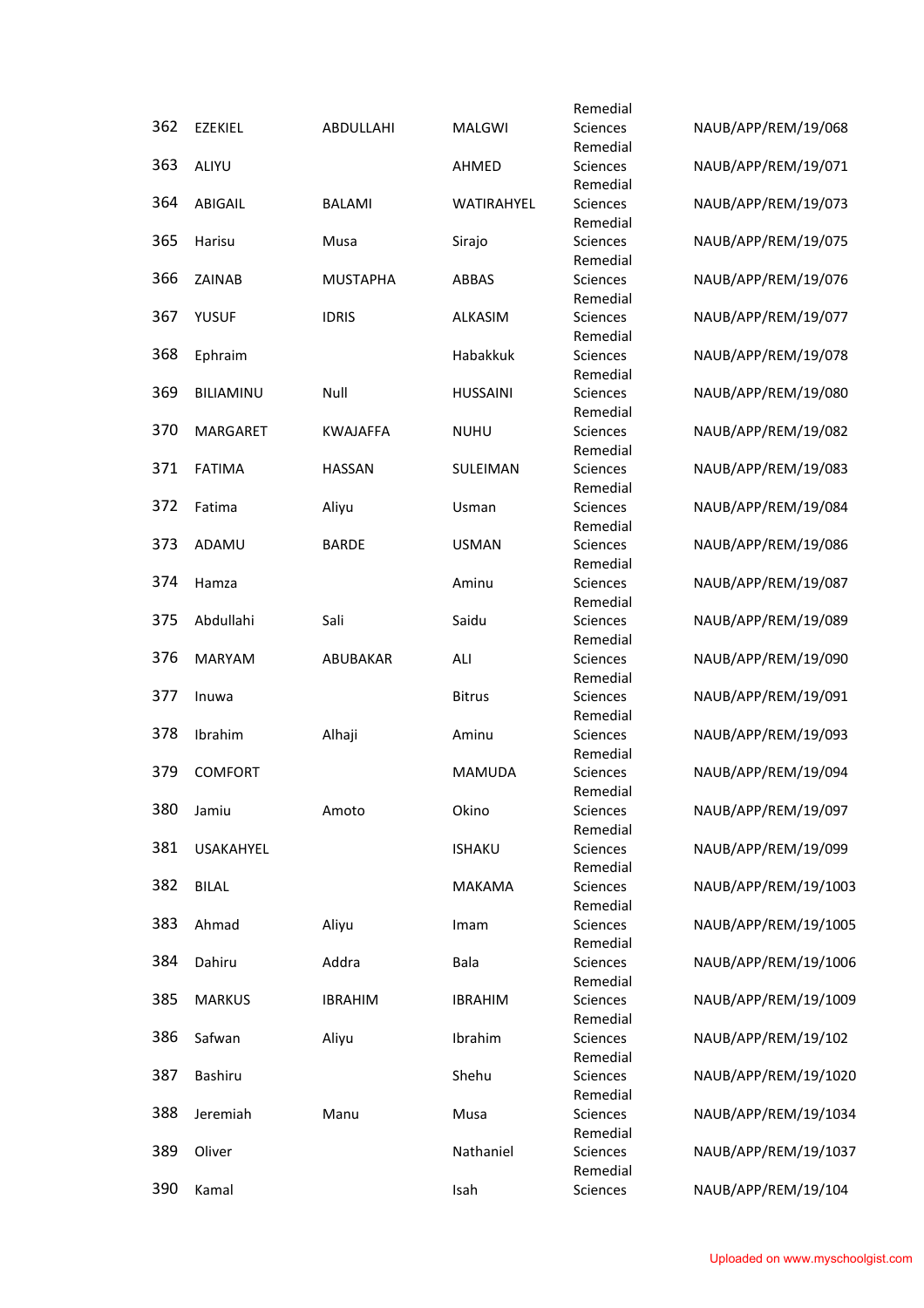| | | | | | |
|---|---|---|---|---|---|
| 362 | EZEKIEL | ABDULLAHI | MALGWI | Remedial Sciences | NAUB/APP/REM/19/068 |
| 363 | ALIYU | | AHMED | Remedial Sciences | NAUB/APP/REM/19/071 |
| 364 | ABIGAIL | BALAMI | WATIRAHYEL | Remedial Sciences | NAUB/APP/REM/19/073 |
| 365 | Harisu | Musa | Sirajo | Remedial Sciences | NAUB/APP/REM/19/075 |
| 366 | ZAINAB | MUSTAPHA | ABBAS | Remedial Sciences | NAUB/APP/REM/19/076 |
| 367 | YUSUF | IDRIS | ALKASIM | Remedial Sciences | NAUB/APP/REM/19/077 |
| 368 | Ephraim | | Habakkuk | Remedial Sciences | NAUB/APP/REM/19/078 |
| 369 | BILIAMINU | Null | HUSSAINI | Remedial Sciences | NAUB/APP/REM/19/080 |
| 370 | MARGARET | KWAJAFFA | NUHU | Remedial Sciences | NAUB/APP/REM/19/082 |
| 371 | FATIMA | HASSAN | SULEIMAN | Remedial Sciences | NAUB/APP/REM/19/083 |
| 372 | Fatima | Aliyu | Usman | Remedial Sciences | NAUB/APP/REM/19/084 |
| 373 | ADAMU | BARDE | USMAN | Remedial Sciences | NAUB/APP/REM/19/086 |
| 374 | Hamza | | Aminu | Remedial Sciences | NAUB/APP/REM/19/087 |
| 375 | Abdullahi | Sali | Saidu | Remedial Sciences | NAUB/APP/REM/19/089 |
| 376 | MARYAM | ABUBAKAR | ALI | Remedial Sciences | NAUB/APP/REM/19/090 |
| 377 | Inuwa | | Bitrus | Remedial Sciences | NAUB/APP/REM/19/091 |
| 378 | Ibrahim | Alhaji | Aminu | Remedial Sciences | NAUB/APP/REM/19/093 |
| 379 | COMFORT | | MAMUDA | Remedial Sciences | NAUB/APP/REM/19/094 |
| 380 | Jamiu | Amoto | Okino | Remedial Sciences | NAUB/APP/REM/19/097 |
| 381 | USAKAHYEL | | ISHAKU | Remedial Sciences | NAUB/APP/REM/19/099 |
| 382 | BILAL | | MAKAMA | Remedial Sciences | NAUB/APP/REM/19/1003 |
| 383 | Ahmad | Aliyu | Imam | Remedial Sciences | NAUB/APP/REM/19/1005 |
| 384 | Dahiru | Addra | Bala | Remedial Sciences | NAUB/APP/REM/19/1006 |
| 385 | MARKUS | IBRAHIM | IBRAHIM | Remedial Sciences | NAUB/APP/REM/19/1009 |
| 386 | Safwan | Aliyu | Ibrahim | Remedial Sciences | NAUB/APP/REM/19/102 |
| 387 | Bashiru | | Shehu | Remedial Sciences | NAUB/APP/REM/19/1020 |
| 388 | Jeremiah | Manu | Musa | Remedial Sciences | NAUB/APP/REM/19/1034 |
| 389 | Oliver | | Nathaniel | Remedial Sciences | NAUB/APP/REM/19/1037 |
| 390 | Kamal | | Isah | Remedial Sciences | NAUB/APP/REM/19/104 |

Uploaded on www.myschoolgist.com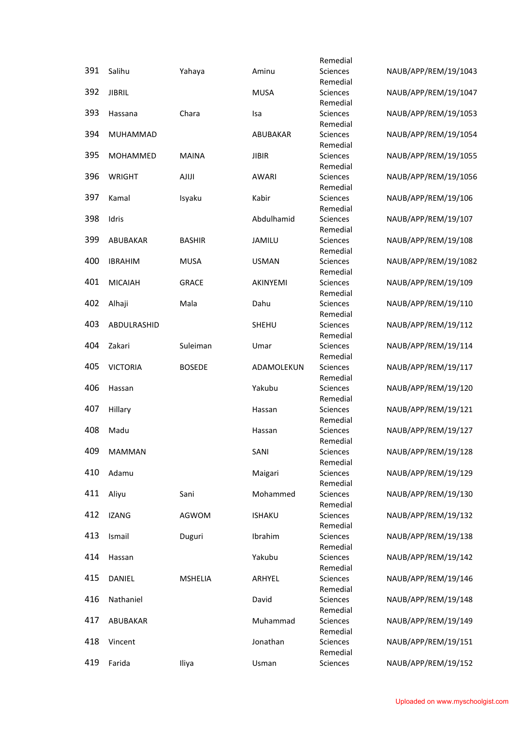| | | | | | |
|---|---|---|---|---|---|
| 391 | Salihu | Yahaya | Aminu | Remedial Sciences | NAUB/APP/REM/19/1043 |
| 392 | JIBRIL | | MUSA | Remedial Sciences | NAUB/APP/REM/19/1047 |
| 393 | Hassana | Chara | Isa | Remedial Sciences | NAUB/APP/REM/19/1053 |
| 394 | MUHAMMAD | | ABUBAKAR | Remedial Sciences | NAUB/APP/REM/19/1054 |
| 395 | MOHAMMED | MAINA | JIBIR | Remedial Sciences | NAUB/APP/REM/19/1055 |
| 396 | WRIGHT | AJIJI | AWARI | Remedial Sciences | NAUB/APP/REM/19/1056 |
| 397 | Kamal | Isyaku | Kabir | Remedial Sciences | NAUB/APP/REM/19/106 |
| 398 | Idris | | Abdulhamid | Remedial Sciences | NAUB/APP/REM/19/107 |
| 399 | ABUBAKAR | BASHIR | JAMILU | Remedial Sciences | NAUB/APP/REM/19/108 |
| 400 | IBRAHIM | MUSA | USMAN | Remedial Sciences | NAUB/APP/REM/19/1082 |
| 401 | MICAIAH | GRACE | AKINYEMI | Remedial Sciences | NAUB/APP/REM/19/109 |
| 402 | Alhaji | Mala | Dahu | Remedial Sciences | NAUB/APP/REM/19/110 |
| 403 | ABDULRASHID | | SHEHU | Remedial Sciences | NAUB/APP/REM/19/112 |
| 404 | Zakari | Suleiman | Umar | Remedial Sciences | NAUB/APP/REM/19/114 |
| 405 | VICTORIA | BOSEDE | ADAMOLEKUN | Remedial Sciences | NAUB/APP/REM/19/117 |
| 406 | Hassan | | Yakubu | Remedial Sciences | NAUB/APP/REM/19/120 |
| 407 | Hillary | | Hassan | Remedial Sciences | NAUB/APP/REM/19/121 |
| 408 | Madu | | Hassan | Remedial Sciences | NAUB/APP/REM/19/127 |
| 409 | MAMMAN | | SANI | Remedial Sciences | NAUB/APP/REM/19/128 |
| 410 | Adamu | | Maigari | Remedial Sciences | NAUB/APP/REM/19/129 |
| 411 | Aliyu | Sani | Mohammed | Remedial Sciences | NAUB/APP/REM/19/130 |
| 412 | IZANG | AGWOM | ISHAKU | Remedial Sciences | NAUB/APP/REM/19/132 |
| 413 | Ismail | Duguri | Ibrahim | Remedial Sciences | NAUB/APP/REM/19/138 |
| 414 | Hassan | | Yakubu | Remedial Sciences | NAUB/APP/REM/19/142 |
| 415 | DANIEL | MSHELIA | ARHYEL | Remedial Sciences | NAUB/APP/REM/19/146 |
| 416 | Nathaniel | | David | Remedial Sciences | NAUB/APP/REM/19/148 |
| 417 | ABUBAKAR | | Muhammad | Remedial Sciences | NAUB/APP/REM/19/149 |
| 418 | Vincent | | Jonathan | Remedial Sciences | NAUB/APP/REM/19/151 |
| 419 | Farida | Iliya | Usman | Remedial Sciences | NAUB/APP/REM/19/152 |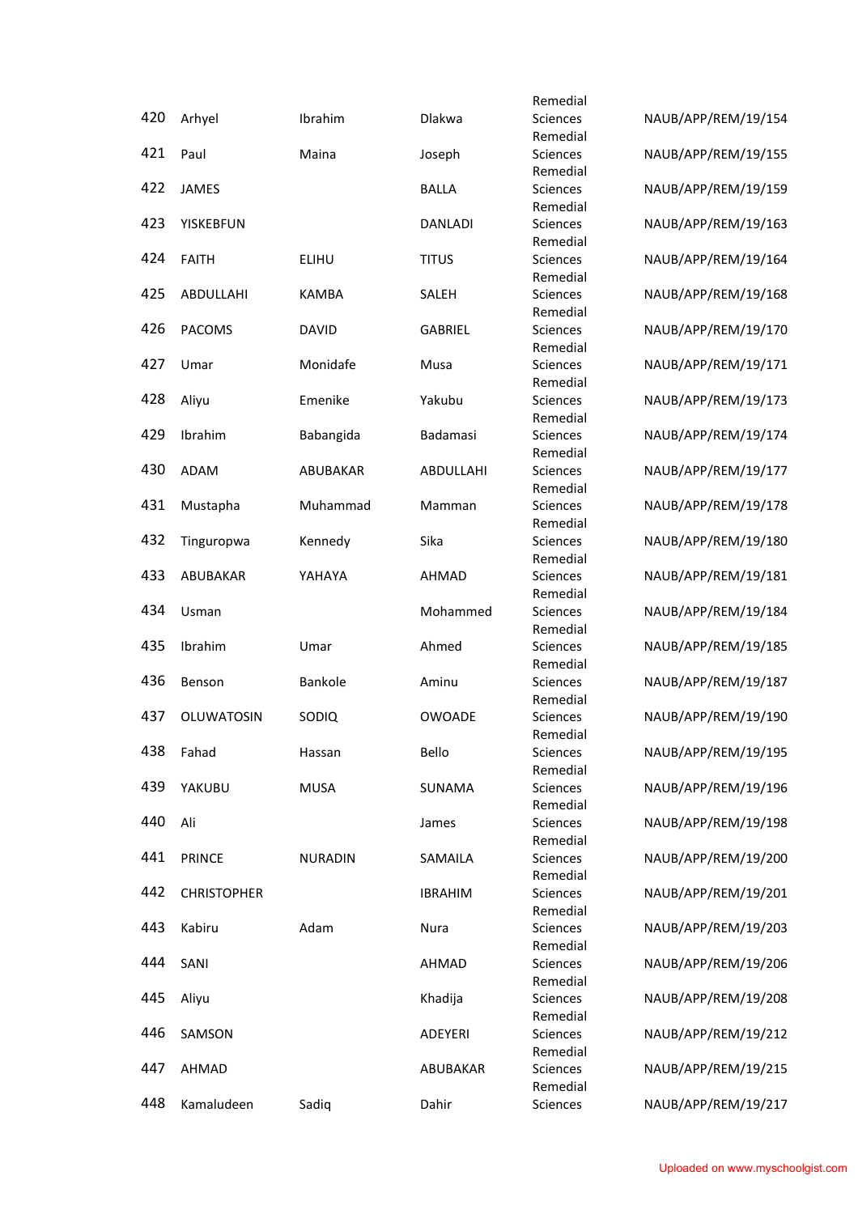| | | | | | |
|---|---|---|---|---|---|
| 420 | Arhyel | Ibrahim | Dlakwa | Remedial Sciences | NAUB/APP/REM/19/154 |
| 421 | Paul | Maina | Joseph | Remedial Sciences | NAUB/APP/REM/19/155 |
| 422 | JAMES | | BALLA | Remedial Sciences | NAUB/APP/REM/19/159 |
| 423 | YISKEBFUN | | DANLADI | Remedial Sciences | NAUB/APP/REM/19/163 |
| 424 | FAITH | ELIHU | TITUS | Remedial Sciences | NAUB/APP/REM/19/164 |
| 425 | ABDULLAHI | KAMBA | SALEH | Remedial Sciences | NAUB/APP/REM/19/168 |
| 426 | PACOMS | DAVID | GABRIEL | Remedial Sciences | NAUB/APP/REM/19/170 |
| 427 | Umar | Monidafe | Musa | Remedial Sciences | NAUB/APP/REM/19/171 |
| 428 | Aliyu | Emenike | Yakubu | Remedial Sciences | NAUB/APP/REM/19/173 |
| 429 | Ibrahim | Babangida | Badamasi | Remedial Sciences | NAUB/APP/REM/19/174 |
| 430 | ADAM | ABUBAKAR | ABDULLAHI | Remedial Sciences | NAUB/APP/REM/19/177 |
| 431 | Mustapha | Muhammad | Mamman | Remedial Sciences | NAUB/APP/REM/19/178 |
| 432 | Tinguropwa | Kennedy | Sika | Remedial Sciences | NAUB/APP/REM/19/180 |
| 433 | ABUBAKAR | YAHAYA | AHMAD | Remedial Sciences | NAUB/APP/REM/19/181 |
| 434 | Usman | | Mohammed | Remedial Sciences | NAUB/APP/REM/19/184 |
| 435 | Ibrahim | Umar | Ahmed | Remedial Sciences | NAUB/APP/REM/19/185 |
| 436 | Benson | Bankole | Aminu | Remedial Sciences | NAUB/APP/REM/19/187 |
| 437 | OLUWATOSIN | SODIQ | OWOADE | Remedial Sciences | NAUB/APP/REM/19/190 |
| 438 | Fahad | Hassan | Bello | Remedial Sciences | NAUB/APP/REM/19/195 |
| 439 | YAKUBU | MUSA | SUNAMA | Remedial Sciences | NAUB/APP/REM/19/196 |
| 440 | Ali | | James | Remedial Sciences | NAUB/APP/REM/19/198 |
| 441 | PRINCE | NURADIN | SAMAILA | Remedial Sciences | NAUB/APP/REM/19/200 |
| 442 | CHRISTOPHER | | IBRAHIM | Remedial Sciences | NAUB/APP/REM/19/201 |
| 443 | Kabiru | Adam | Nura | Remedial Sciences | NAUB/APP/REM/19/203 |
| 444 | SANI | | AHMAD | Remedial Sciences | NAUB/APP/REM/19/206 |
| 445 | Aliyu | | Khadija | Remedial Sciences | NAUB/APP/REM/19/208 |
| 446 | SAMSON | | ADEYERI | Remedial Sciences | NAUB/APP/REM/19/212 |
| 447 | AHMAD | | ABUBAKAR | Remedial Sciences | NAUB/APP/REM/19/215 |
| 448 | Kamaludeen | Sadiq | Dahir | Remedial Sciences | NAUB/APP/REM/19/217 |

Uploaded on www.myschoolgist.com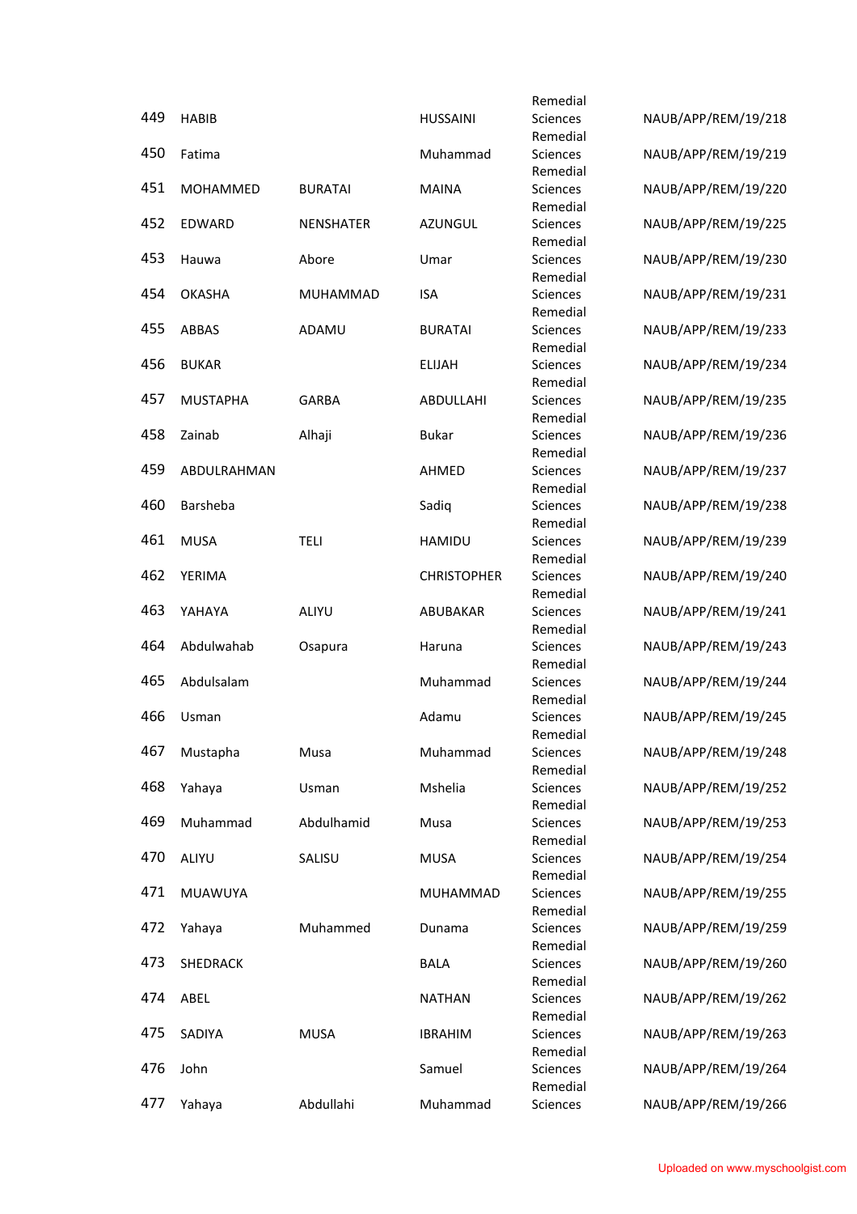| | | | | | |
|---|---|---|---|---|---|
| 449 | HABIB | | HUSSAINI | Remedial Sciences | NAUB/APP/REM/19/218 |
| 450 | Fatima | | Muhammad | Remedial Sciences | NAUB/APP/REM/19/219 |
| 451 | MOHAMMED | BURATAI | MAINA | Remedial Sciences | NAUB/APP/REM/19/220 |
| 452 | EDWARD | NENSHATER | AZUNGUL | Remedial Sciences | NAUB/APP/REM/19/225 |
| 453 | Hauwa | Abore | Umar | Remedial Sciences | NAUB/APP/REM/19/230 |
| 454 | OKASHA | MUHAMMAD | ISA | Remedial Sciences | NAUB/APP/REM/19/231 |
| 455 | ABBAS | ADAMU | BURATAI | Remedial Sciences | NAUB/APP/REM/19/233 |
| 456 | BUKAR | | ELIJAH | Remedial Sciences | NAUB/APP/REM/19/234 |
| 457 | MUSTAPHA | GARBA | ABDULLAHI | Remedial Sciences | NAUB/APP/REM/19/235 |
| 458 | Zainab | Alhaji | Bukar | Remedial Sciences | NAUB/APP/REM/19/236 |
| 459 | ABDULRAHMAN | | AHMED | Remedial Sciences | NAUB/APP/REM/19/237 |
| 460 | Barsheba | | Sadiq | Remedial Sciences | NAUB/APP/REM/19/238 |
| 461 | MUSA | TELI | HAMIDU | Remedial Sciences | NAUB/APP/REM/19/239 |
| 462 | YERIMA | | CHRISTOPHER | Remedial Sciences | NAUB/APP/REM/19/240 |
| 463 | YAHAYA | ALIYU | ABUBAKAR | Remedial Sciences | NAUB/APP/REM/19/241 |
| 464 | Abdulwahab | Osapura | Haruna | Remedial Sciences | NAUB/APP/REM/19/243 |
| 465 | Abdulsalam | | Muhammad | Remedial Sciences | NAUB/APP/REM/19/244 |
| 466 | Usman | | Adamu | Remedial Sciences | NAUB/APP/REM/19/245 |
| 467 | Mustapha | Musa | Muhammad | Remedial Sciences | NAUB/APP/REM/19/248 |
| 468 | Yahaya | Usman | Mshelia | Remedial Sciences | NAUB/APP/REM/19/252 |
| 469 | Muhammad | Abdulhamid | Musa | Remedial Sciences | NAUB/APP/REM/19/253 |
| 470 | ALIYU | SALISU | MUSA | Remedial Sciences | NAUB/APP/REM/19/254 |
| 471 | MUAWUYA | | MUHAMMAD | Remedial Sciences | NAUB/APP/REM/19/255 |
| 472 | Yahaya | Muhammed | Dunama | Remedial Sciences | NAUB/APP/REM/19/259 |
| 473 | SHEDRACK | | BALA | Remedial Sciences | NAUB/APP/REM/19/260 |
| 474 | ABEL | | NATHAN | Remedial Sciences | NAUB/APP/REM/19/262 |
| 475 | SADIYA | MUSA | IBRAHIM | Remedial Sciences | NAUB/APP/REM/19/263 |
| 476 | John | | Samuel | Remedial Sciences | NAUB/APP/REM/19/264 |
| 477 | Yahaya | Abdullahi | Muhammad | Remedial Sciences | NAUB/APP/REM/19/266 |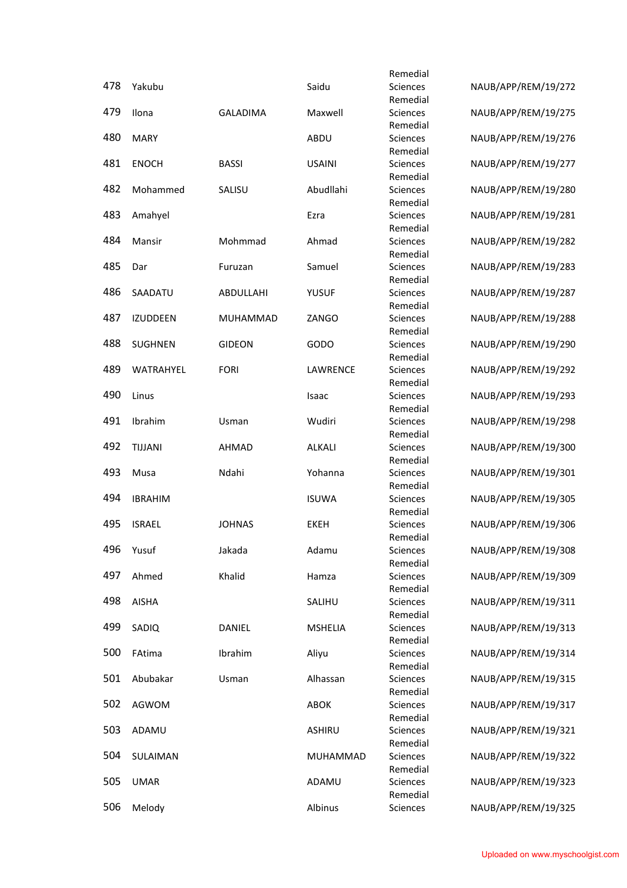| | | | | | |
|---|---|---|---|---|---|
| 478 | Yakubu | | Saidu | Remedial Sciences | NAUB/APP/REM/19/272 |
| 479 | Ilona | GALADIMA | Maxwell | Remedial Sciences | NAUB/APP/REM/19/275 |
| 480 | MARY | | ABDU | Remedial Sciences | NAUB/APP/REM/19/276 |
| 481 | ENOCH | BASSI | USAINI | Remedial Sciences | NAUB/APP/REM/19/277 |
| 482 | Mohammed | SALISU | Abudllahi | Remedial Sciences | NAUB/APP/REM/19/280 |
| 483 | Amahyel | | Ezra | Remedial Sciences | NAUB/APP/REM/19/281 |
| 484 | Mansir | Mohmmad | Ahmad | Remedial Sciences | NAUB/APP/REM/19/282 |
| 485 | Dar | Furuzan | Samuel | Remedial Sciences | NAUB/APP/REM/19/283 |
| 486 | SAADATU | ABDULLAHI | YUSUF | Remedial Sciences | NAUB/APP/REM/19/287 |
| 487 | IZUDDEEN | MUHAMMAD | ZANGO | Remedial Sciences | NAUB/APP/REM/19/288 |
| 488 | SUGHNEN | GIDEON | GODO | Remedial Sciences | NAUB/APP/REM/19/290 |
| 489 | WATRAHYEL | FORI | LAWRENCE | Remedial Sciences | NAUB/APP/REM/19/292 |
| 490 | Linus | | Isaac | Remedial Sciences | NAUB/APP/REM/19/293 |
| 491 | Ibrahim | Usman | Wudiri | Remedial Sciences | NAUB/APP/REM/19/298 |
| 492 | TIJJANI | AHMAD | ALKALI | Remedial Sciences | NAUB/APP/REM/19/300 |
| 493 | Musa | Ndahi | Yohanna | Remedial Sciences | NAUB/APP/REM/19/301 |
| 494 | IBRAHIM | | ISUWA | Remedial Sciences | NAUB/APP/REM/19/305 |
| 495 | ISRAEL | JOHNAS | EKEH | Remedial Sciences | NAUB/APP/REM/19/306 |
| 496 | Yusuf | Jakada | Adamu | Remedial Sciences | NAUB/APP/REM/19/308 |
| 497 | Ahmed | Khalid | Hamza | Remedial Sciences | NAUB/APP/REM/19/309 |
| 498 | AISHA | | SALIHU | Remedial Sciences | NAUB/APP/REM/19/311 |
| 499 | SADIQ | DANIEL | MSHELIA | Remedial Sciences | NAUB/APP/REM/19/313 |
| 500 | FAtima | Ibrahim | Aliyu | Remedial Sciences | NAUB/APP/REM/19/314 |
| 501 | Abubakar | Usman | Alhassan | Remedial Sciences | NAUB/APP/REM/19/315 |
| 502 | AGWOM | | ABOK | Remedial Sciences | NAUB/APP/REM/19/317 |
| 503 | ADAMU | | ASHIRU | Remedial Sciences | NAUB/APP/REM/19/321 |
| 504 | SULAIMAN | | MUHAMMAD | Remedial Sciences | NAUB/APP/REM/19/322 |
| 505 | UMAR | | ADAMU | Remedial Sciences | NAUB/APP/REM/19/323 |
| 506 | Melody | | Albinus | Remedial Sciences | NAUB/APP/REM/19/325 |

Uploaded on www.myschoolgist.com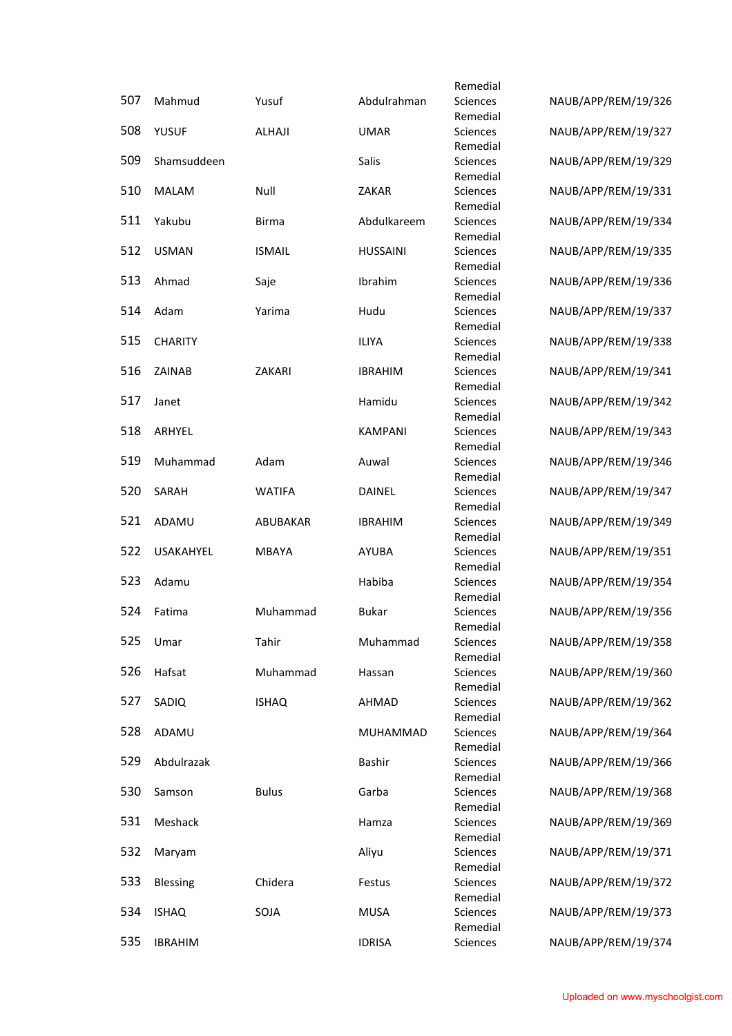| | | | | | |
|---|---|---|---|---|---|
| 507 | Mahmud | Yusuf | Abdulrahman | Remedial Sciences | NAUB/APP/REM/19/326 |
| 508 | YUSUF | ALHAJI | UMAR | Remedial Sciences | NAUB/APP/REM/19/327 |
| 509 | Shamsuddeen | | Salis | Remedial Sciences | NAUB/APP/REM/19/329 |
| 510 | MALAM | Null | ZAKAR | Remedial Sciences | NAUB/APP/REM/19/331 |
| 511 | Yakubu | Birma | Abdulkareem | Remedial Sciences | NAUB/APP/REM/19/334 |
| 512 | USMAN | ISMAIL | HUSSAINI | Remedial Sciences | NAUB/APP/REM/19/335 |
| 513 | Ahmad | Saje | Ibrahim | Remedial Sciences | NAUB/APP/REM/19/336 |
| 514 | Adam | Yarima | Hudu | Remedial Sciences | NAUB/APP/REM/19/337 |
| 515 | CHARITY | | ILIYA | Remedial Sciences | NAUB/APP/REM/19/338 |
| 516 | ZAINAB | ZAKARI | IBRAHIM | Remedial Sciences | NAUB/APP/REM/19/341 |
| 517 | Janet | | Hamidu | Remedial Sciences | NAUB/APP/REM/19/342 |
| 518 | ARHYEL | | KAMPANI | Remedial Sciences | NAUB/APP/REM/19/343 |
| 519 | Muhammad | Adam | Auwal | Remedial Sciences | NAUB/APP/REM/19/346 |
| 520 | SARAH | WATIFA | DAINEL | Remedial Sciences | NAUB/APP/REM/19/347 |
| 521 | ADAMU | ABUBAKAR | IBRAHIM | Remedial Sciences | NAUB/APP/REM/19/349 |
| 522 | USAKAHYEL | MBAYA | AYUBA | Remedial Sciences | NAUB/APP/REM/19/351 |
| 523 | Adamu | | Habiba | Remedial Sciences | NAUB/APP/REM/19/354 |
| 524 | Fatima | Muhammad | Bukar | Remedial Sciences | NAUB/APP/REM/19/356 |
| 525 | Umar | Tahir | Muhammad | Remedial Sciences | NAUB/APP/REM/19/358 |
| 526 | Hafsat | Muhammad | Hassan | Remedial Sciences | NAUB/APP/REM/19/360 |
| 527 | SADIQ | ISHAQ | AHMAD | Remedial Sciences | NAUB/APP/REM/19/362 |
| 528 | ADAMU | | MUHAMMAD | Remedial Sciences | NAUB/APP/REM/19/364 |
| 529 | Abdulrazak | | Bashir | Remedial Sciences | NAUB/APP/REM/19/366 |
| 530 | Samson | Bulus | Garba | Remedial Sciences | NAUB/APP/REM/19/368 |
| 531 | Meshack | | Hamza | Remedial Sciences | NAUB/APP/REM/19/369 |
| 532 | Maryam | | Aliyu | Remedial Sciences | NAUB/APP/REM/19/371 |
| 533 | Blessing | Chidera | Festus | Remedial Sciences | NAUB/APP/REM/19/372 |
| 534 | ISHAQ | SOJA | MUSA | Remedial Sciences | NAUB/APP/REM/19/373 |
| 535 | IBRAHIM | | IDRISA | Remedial Sciences | NAUB/APP/REM/19/374 |

Uploaded on www.myschoolgist.com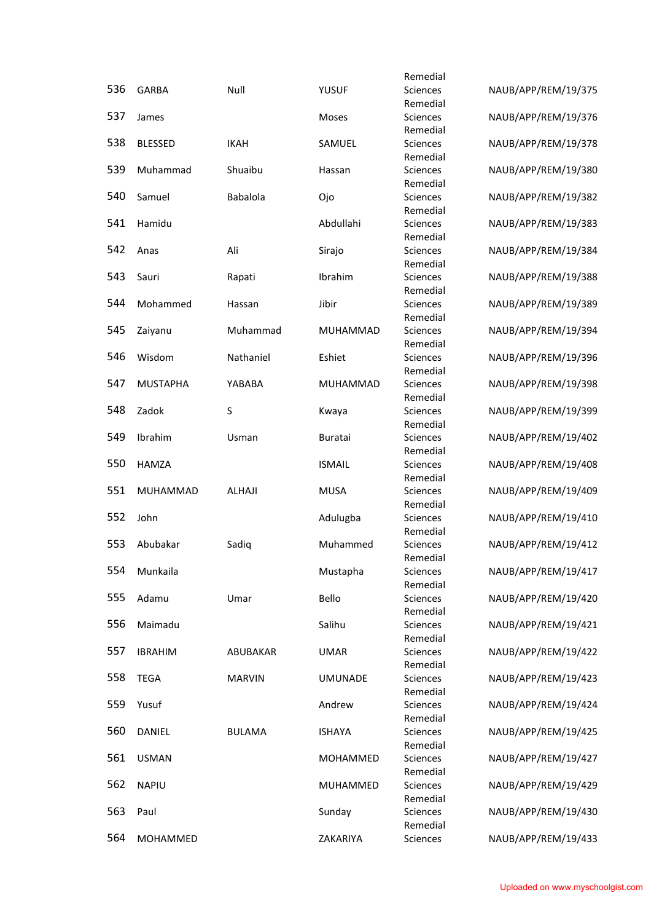| | | | | | |
|---|---|---|---|---|---|
| 536 | GARBA | Null | YUSUF | Remedial Sciences | NAUB/APP/REM/19/375 |
| 537 | James | | Moses | Remedial Sciences | NAUB/APP/REM/19/376 |
| 538 | BLESSED | IKAH | SAMUEL | Remedial Sciences | NAUB/APP/REM/19/378 |
| 539 | Muhammad | Shuaibu | Hassan | Remedial Sciences | NAUB/APP/REM/19/380 |
| 540 | Samuel | Babalola | Ojo | Remedial Sciences | NAUB/APP/REM/19/382 |
| 541 | Hamidu | | Abdullahi | Remedial Sciences | NAUB/APP/REM/19/383 |
| 542 | Anas | Ali | Sirajo | Remedial Sciences | NAUB/APP/REM/19/384 |
| 543 | Sauri | Rapati | Ibrahim | Remedial Sciences | NAUB/APP/REM/19/388 |
| 544 | Mohammed | Hassan | Jibir | Remedial Sciences | NAUB/APP/REM/19/389 |
| 545 | Zaiyanu | Muhammad | MUHAMMAD | Remedial Sciences | NAUB/APP/REM/19/394 |
| 546 | Wisdom | Nathaniel | Eshiet | Remedial Sciences | NAUB/APP/REM/19/396 |
| 547 | MUSTAPHA | YABABA | MUHAMMAD | Remedial Sciences | NAUB/APP/REM/19/398 |
| 548 | Zadok | S | Kwaya | Remedial Sciences | NAUB/APP/REM/19/399 |
| 549 | Ibrahim | Usman | Buratai | Remedial Sciences | NAUB/APP/REM/19/402 |
| 550 | HAMZA | | ISMAIL | Remedial Sciences | NAUB/APP/REM/19/408 |
| 551 | MUHAMMAD | ALHAJI | MUSA | Remedial Sciences | NAUB/APP/REM/19/409 |
| 552 | John | | Adulugba | Remedial Sciences | NAUB/APP/REM/19/410 |
| 553 | Abubakar | Sadiq | Muhammed | Remedial Sciences | NAUB/APP/REM/19/412 |
| 554 | Munkaila | | Mustapha | Remedial Sciences | NAUB/APP/REM/19/417 |
| 555 | Adamu | Umar | Bello | Remedial Sciences | NAUB/APP/REM/19/420 |
| 556 | Maimadu | | Salihu | Remedial Sciences | NAUB/APP/REM/19/421 |
| 557 | IBRAHIM | ABUBAKAR | UMAR | Remedial Sciences | NAUB/APP/REM/19/422 |
| 558 | TEGA | MARVIN | UMUNADE | Remedial Sciences | NAUB/APP/REM/19/423 |
| 559 | Yusuf | | Andrew | Remedial Sciences | NAUB/APP/REM/19/424 |
| 560 | DANIEL | BULAMA | ISHAYA | Remedial Sciences | NAUB/APP/REM/19/425 |
| 561 | USMAN | | MOHAMMED | Remedial Sciences | NAUB/APP/REM/19/427 |
| 562 | NAPIU | | MUHAMMED | Remedial Sciences | NAUB/APP/REM/19/429 |
| 563 | Paul | | Sunday | Remedial Sciences | NAUB/APP/REM/19/430 |
| 564 | MOHAMMED | | ZAKARIYA | Remedial Sciences | NAUB/APP/REM/19/433 |

Uploaded on www.myschoolgist.com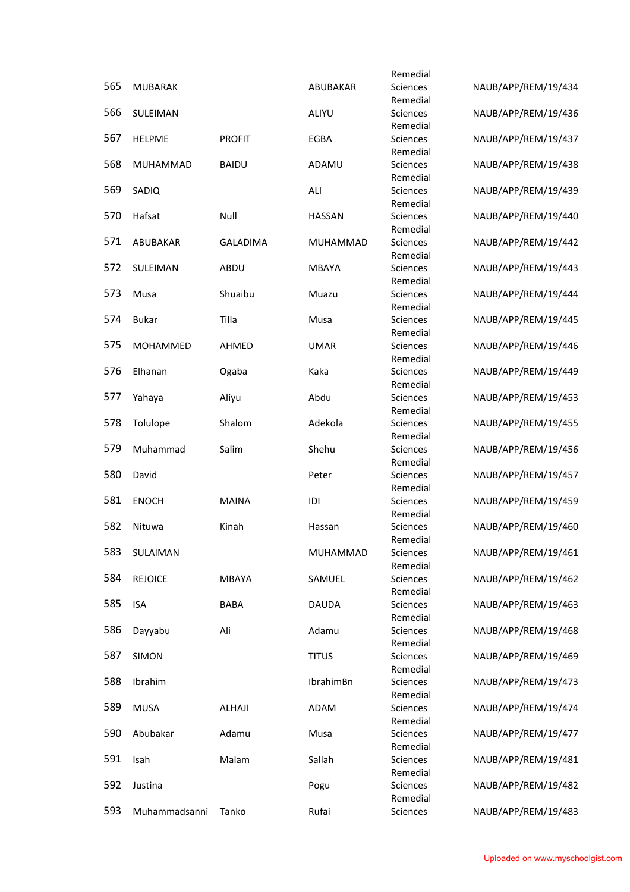| | | | | | |
|---|---|---|---|---|---|
| 565 | MUBARAK | | ABUBAKAR | Remedial Sciences | NAUB/APP/REM/19/434 |
| 566 | SULEIMAN | | ALIYU | Remedial Sciences | NAUB/APP/REM/19/436 |
| 567 | HELPME | PROFIT | EGBA | Remedial Sciences | NAUB/APP/REM/19/437 |
| 568 | MUHAMMAD | BAIDU | ADAMU | Remedial Sciences | NAUB/APP/REM/19/438 |
| 569 | SADIQ | | ALI | Remedial Sciences | NAUB/APP/REM/19/439 |
| 570 | Hafsat | Null | HASSAN | Remedial Sciences | NAUB/APP/REM/19/440 |
| 571 | ABUBAKAR | GALADIMA | MUHAMMAD | Remedial Sciences | NAUB/APP/REM/19/442 |
| 572 | SULEIMAN | ABDU | MBAYA | Remedial Sciences | NAUB/APP/REM/19/443 |
| 573 | Musa | Shuaibu | Muazu | Remedial Sciences | NAUB/APP/REM/19/444 |
| 574 | Bukar | Tilla | Musa | Remedial Sciences | NAUB/APP/REM/19/445 |
| 575 | MOHAMMED | AHMED | UMAR | Remedial Sciences | NAUB/APP/REM/19/446 |
| 576 | Elhanan | Ogaba | Kaka | Remedial Sciences | NAUB/APP/REM/19/449 |
| 577 | Yahaya | Aliyu | Abdu | Remedial Sciences | NAUB/APP/REM/19/453 |
| 578 | Tolulope | Shalom | Adekola | Remedial Sciences | NAUB/APP/REM/19/455 |
| 579 | Muhammad | Salim | Shehu | Remedial Sciences | NAUB/APP/REM/19/456 |
| 580 | David | | Peter | Remedial Sciences | NAUB/APP/REM/19/457 |
| 581 | ENOCH | MAINA | IDI | Remedial Sciences | NAUB/APP/REM/19/459 |
| 582 | Nituwa | Kinah | Hassan | Remedial Sciences | NAUB/APP/REM/19/460 |
| 583 | SULAIMAN | | MUHAMMAD | Remedial Sciences | NAUB/APP/REM/19/461 |
| 584 | REJOICE | MBAYA | SAMUEL | Remedial Sciences | NAUB/APP/REM/19/462 |
| 585 | ISA | BABA | DAUDA | Remedial Sciences | NAUB/APP/REM/19/463 |
| 586 | Dayyabu | Ali | Adamu | Remedial Sciences | NAUB/APP/REM/19/468 |
| 587 | SIMON | | TITUS | Remedial Sciences | NAUB/APP/REM/19/469 |
| 588 | Ibrahim | | IbrahimBn | Remedial Sciences | NAUB/APP/REM/19/473 |
| 589 | MUSA | ALHAJI | ADAM | Remedial Sciences | NAUB/APP/REM/19/474 |
| 590 | Abubakar | Adamu | Musa | Remedial Sciences | NAUB/APP/REM/19/477 |
| 591 | Isah | Malam | Sallah | Remedial Sciences | NAUB/APP/REM/19/481 |
| 592 | Justina | | Pogu | Remedial Sciences | NAUB/APP/REM/19/482 |
| 593 | Muhammadsanni | Tanko | Rufai | Remedial Sciences | NAUB/APP/REM/19/483 |

Uploaded on www.myschoolgist.com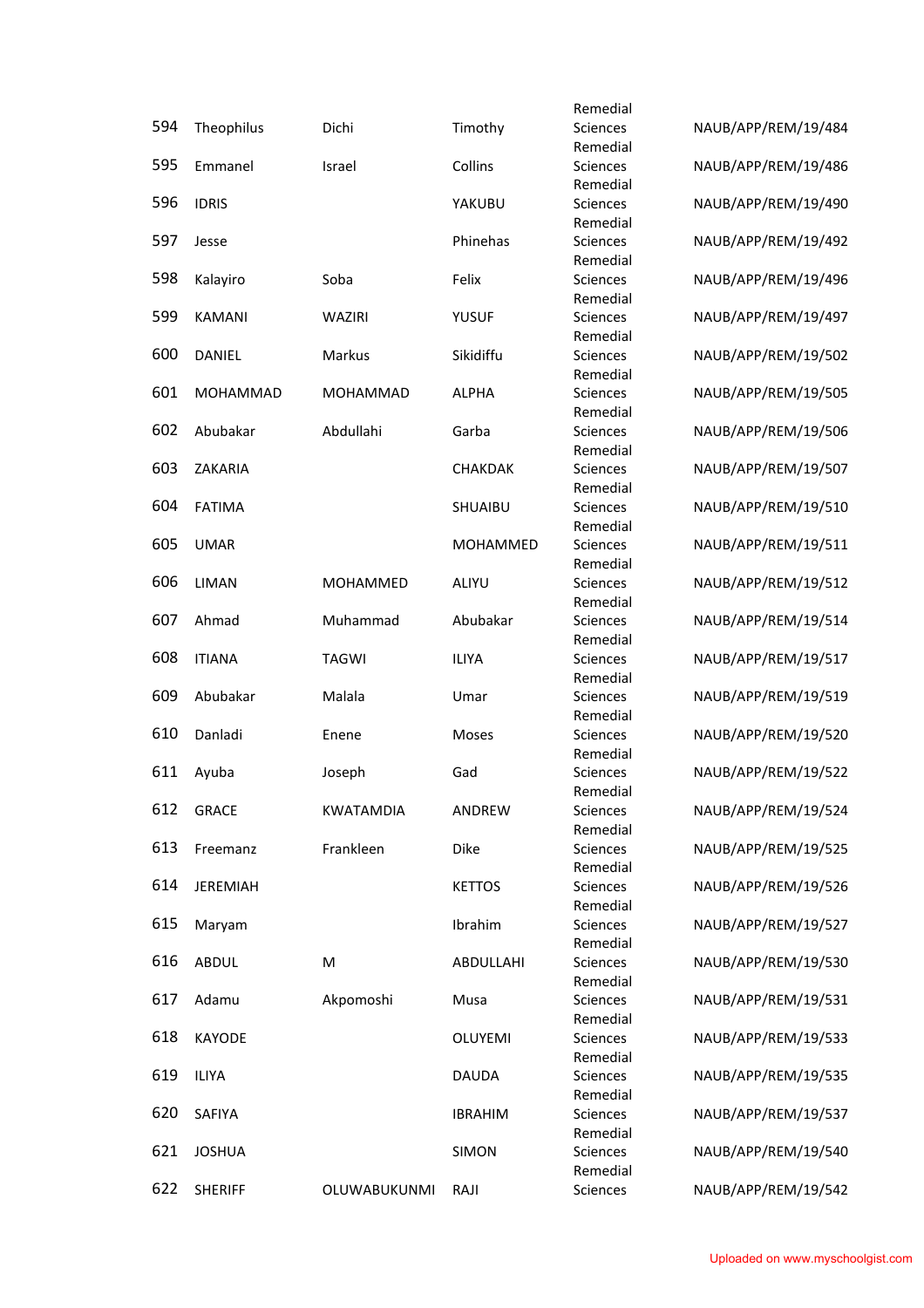| 594 | Theophilus | Dichi | Timothy | Remedial Sciences | NAUB/APP/REM/19/484 |
|---|---|---|---|---|---|
| 595 | Emmanel | Israel | Collins | Remedial Sciences | NAUB/APP/REM/19/486 |
| 596 | IDRIS | | YAKUBU | Remedial Sciences | NAUB/APP/REM/19/490 |
| 597 | Jesse | | Phinehas | Remedial Sciences | NAUB/APP/REM/19/492 |
| 598 | Kalayiro | Soba | Felix | Remedial Sciences | NAUB/APP/REM/19/496 |
| 599 | KAMANI | WAZIRI | YUSUF | Remedial Sciences | NAUB/APP/REM/19/497 |
| 600 | DANIEL | Markus | Sikidiffu | Remedial Sciences | NAUB/APP/REM/19/502 |
| 601 | MOHAMMAD | MOHAMMAD | ALPHA | Remedial Sciences | NAUB/APP/REM/19/505 |
| 602 | Abubakar | Abdullahi | Garba | Remedial Sciences | NAUB/APP/REM/19/506 |
| 603 | ZAKARIA | | CHAKDAK | Remedial Sciences | NAUB/APP/REM/19/507 |
| 604 | FATIMA | | SHUAIBU | Remedial Sciences | NAUB/APP/REM/19/510 |
| 605 | UMAR | | MOHAMMED | Remedial Sciences | NAUB/APP/REM/19/511 |
| 606 | LIMAN | MOHAMMED | ALIYU | Remedial Sciences | NAUB/APP/REM/19/512 |
| 607 | Ahmad | Muhammad | Abubakar | Remedial Sciences | NAUB/APP/REM/19/514 |
| 608 | ITIANA | TAGWI | ILIYA | Remedial Sciences | NAUB/APP/REM/19/517 |
| 609 | Abubakar | Malala | Umar | Remedial Sciences | NAUB/APP/REM/19/519 |
| 610 | Danladi | Enene | Moses | Remedial Sciences | NAUB/APP/REM/19/520 |
| 611 | Ayuba | Joseph | Gad | Remedial Sciences | NAUB/APP/REM/19/522 |
| 612 | GRACE | KWATAMDIA | ANDREW | Remedial Sciences | NAUB/APP/REM/19/524 |
| 613 | Freemanz | Frankleen | Dike | Remedial Sciences | NAUB/APP/REM/19/525 |
| 614 | JEREMIAH | | KETTOS | Remedial Sciences | NAUB/APP/REM/19/526 |
| 615 | Maryam | | Ibrahim | Remedial Sciences | NAUB/APP/REM/19/527 |
| 616 | ABDUL | M | ABDULLAHI | Remedial Sciences | NAUB/APP/REM/19/530 |
| 617 | Adamu | Akpomoshi | Musa | Remedial Sciences | NAUB/APP/REM/19/531 |
| 618 | KAYODE | | OLUYEMI | Remedial Sciences | NAUB/APP/REM/19/533 |
| 619 | ILIYA | | DAUDA | Remedial Sciences | NAUB/APP/REM/19/535 |
| 620 | SAFIYA | | IBRAHIM | Remedial Sciences | NAUB/APP/REM/19/537 |
| 621 | JOSHUA | | SIMON | Remedial Sciences | NAUB/APP/REM/19/540 |
| 622 | SHERIFF | OLUWABUKUNMI | RAJI | Remedial Sciences | NAUB/APP/REM/19/542 |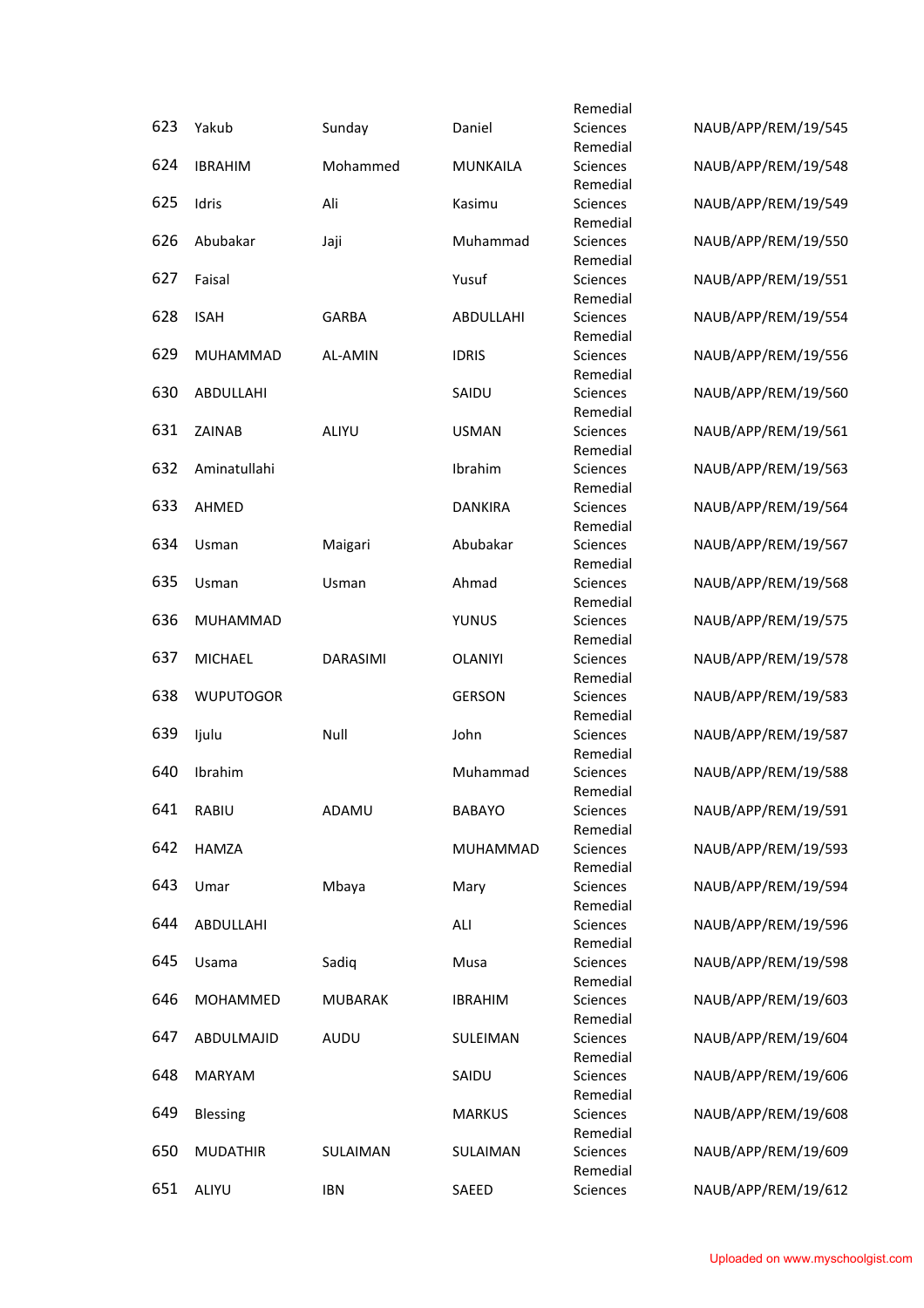| 623 | Yakub | Sunday | Daniel | Remedial Sciences | NAUB/APP/REM/19/545 |
|---|---|---|---|---|---|
| 624 | IBRAHIM | Mohammed | MUNKAILA | Remedial Sciences | NAUB/APP/REM/19/548 |
| 625 | Idris | Ali | Kasimu | Remedial Sciences | NAUB/APP/REM/19/549 |
| 626 | Abubakar | Jaji | Muhammad | Remedial Sciences | NAUB/APP/REM/19/550 |
| 627 | Faisal | | Yusuf | Remedial Sciences | NAUB/APP/REM/19/551 |
| 628 | ISAH | GARBA | ABDULLAHI | Remedial Sciences | NAUB/APP/REM/19/554 |
| 629 | MUHAMMAD | AL-AMIN | IDRIS | Remedial Sciences | NAUB/APP/REM/19/556 |
| 630 | ABDULLAHI | | SAIDU | Remedial Sciences | NAUB/APP/REM/19/560 |
| 631 | ZAINAB | ALIYU | USMAN | Remedial Sciences | NAUB/APP/REM/19/561 |
| 632 | Aminatullahi | | Ibrahim | Remedial Sciences | NAUB/APP/REM/19/563 |
| 633 | AHMED | | DANKIRA | Remedial Sciences | NAUB/APP/REM/19/564 |
| 634 | Usman | Maigari | Abubakar | Remedial Sciences | NAUB/APP/REM/19/567 |
| 635 | Usman | Usman | Ahmad | Remedial Sciences | NAUB/APP/REM/19/568 |
| 636 | MUHAMMAD | | YUNUS | Remedial Sciences | NAUB/APP/REM/19/575 |
| 637 | MICHAEL | DARASIMI | OLANIYI | Remedial Sciences | NAUB/APP/REM/19/578 |
| 638 | WUPUTOGOR | | GERSON | Remedial Sciences | NAUB/APP/REM/19/583 |
| 639 | Ijulu | Null | John | Remedial Sciences | NAUB/APP/REM/19/587 |
| 640 | Ibrahim | | Muhammad | Remedial Sciences | NAUB/APP/REM/19/588 |
| 641 | RABIU | ADAMU | BABAYO | Remedial Sciences | NAUB/APP/REM/19/591 |
| 642 | HAMZA | | MUHAMMAD | Remedial Sciences | NAUB/APP/REM/19/593 |
| 643 | Umar | Mbaya | Mary | Remedial Sciences | NAUB/APP/REM/19/594 |
| 644 | ABDULLAHI | | ALI | Remedial Sciences | NAUB/APP/REM/19/596 |
| 645 | Usama | Sadiq | Musa | Remedial Sciences | NAUB/APP/REM/19/598 |
| 646 | MOHAMMED | MUBARAK | IBRAHIM | Remedial Sciences | NAUB/APP/REM/19/603 |
| 647 | ABDULMAJID | AUDU | SULEIMAN | Remedial Sciences | NAUB/APP/REM/19/604 |
| 648 | MARYAM | | SAIDU | Remedial Sciences | NAUB/APP/REM/19/606 |
| 649 | Blessing | | MARKUS | Remedial Sciences | NAUB/APP/REM/19/608 |
| 650 | MUDATHIR | SULAIMAN | SULAIMAN | Remedial Sciences | NAUB/APP/REM/19/609 |
| 651 | ALIYU | IBN | SAEED | Remedial Sciences | NAUB/APP/REM/19/612 |

Uploaded on www.myschoolgist.com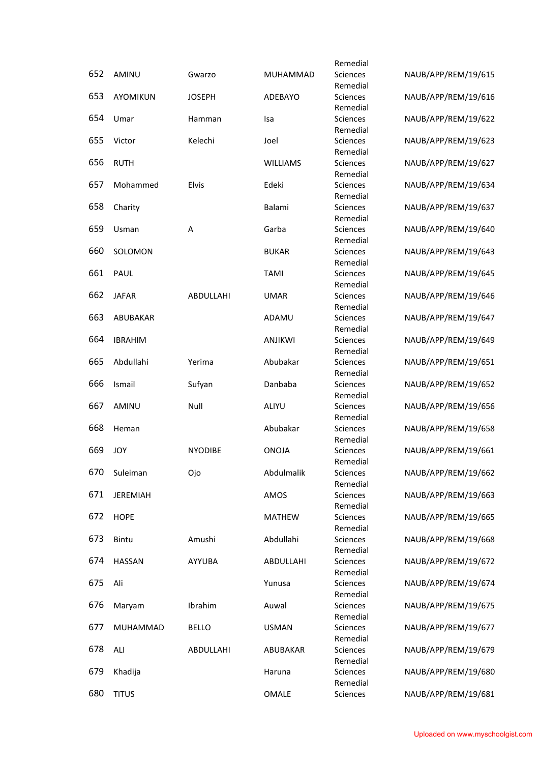| | | | | | |
|---|---|---|---|---|---|
| 652 | AMINU | Gwarzo | MUHAMMAD | Remedial Sciences | NAUB/APP/REM/19/615 |
| 653 | AYOMIKUN | JOSEPH | ADEBAYO | Remedial Sciences | NAUB/APP/REM/19/616 |
| 654 | Umar | Hamman | Isa | Remedial Sciences | NAUB/APP/REM/19/622 |
| 655 | Victor | Kelechi | Joel | Remedial Sciences | NAUB/APP/REM/19/623 |
| 656 | RUTH | | WILLIAMS | Remedial Sciences | NAUB/APP/REM/19/627 |
| 657 | Mohammed | Elvis | Edeki | Remedial Sciences | NAUB/APP/REM/19/634 |
| 658 | Charity | | Balami | Remedial Sciences | NAUB/APP/REM/19/637 |
| 659 | Usman | A | Garba | Remedial Sciences | NAUB/APP/REM/19/640 |
| 660 | SOLOMON | | BUKAR | Remedial Sciences | NAUB/APP/REM/19/643 |
| 661 | PAUL | | TAMI | Remedial Sciences | NAUB/APP/REM/19/645 |
| 662 | JAFAR | ABDULLAHI | UMAR | Remedial Sciences | NAUB/APP/REM/19/646 |
| 663 | ABUBAKAR | | ADAMU | Remedial Sciences | NAUB/APP/REM/19/647 |
| 664 | IBRAHIM | | ANJIKWI | Remedial Sciences | NAUB/APP/REM/19/649 |
| 665 | Abdullahi | Yerima | Abubakar | Remedial Sciences | NAUB/APP/REM/19/651 |
| 666 | Ismail | Sufyan | Danbaba | Remedial Sciences | NAUB/APP/REM/19/652 |
| 667 | AMINU | Null | ALIYU | Remedial Sciences | NAUB/APP/REM/19/656 |
| 668 | Heman | | Abubakar | Remedial Sciences | NAUB/APP/REM/19/658 |
| 669 | JOY | NYODIBE | ONOJA | Remedial Sciences | NAUB/APP/REM/19/661 |
| 670 | Suleiman | Ojo | Abdulmalik | Remedial Sciences | NAUB/APP/REM/19/662 |
| 671 | JEREMIAH | | AMOS | Remedial Sciences | NAUB/APP/REM/19/663 |
| 672 | HOPE | | MATHEW | Remedial Sciences | NAUB/APP/REM/19/665 |
| 673 | Bintu | Amushi | Abdullahi | Remedial Sciences | NAUB/APP/REM/19/668 |
| 674 | HASSAN | AYYUBA | ABDULLAHI | Remedial Sciences | NAUB/APP/REM/19/672 |
| 675 | Ali | | Yunusa | Remedial Sciences | NAUB/APP/REM/19/674 |
| 676 | Maryam | Ibrahim | Auwal | Remedial Sciences | NAUB/APP/REM/19/675 |
| 677 | MUHAMMAD | BELLO | USMAN | Remedial Sciences | NAUB/APP/REM/19/677 |
| 678 | ALI | ABDULLAHI | ABUBAKAR | Remedial Sciences | NAUB/APP/REM/19/679 |
| 679 | Khadija | | Haruna | Remedial Sciences | NAUB/APP/REM/19/680 |
| 680 | TITUS | | OMALE | Remedial Sciences | NAUB/APP/REM/19/681 |

Uploaded on www.myschoolgist.com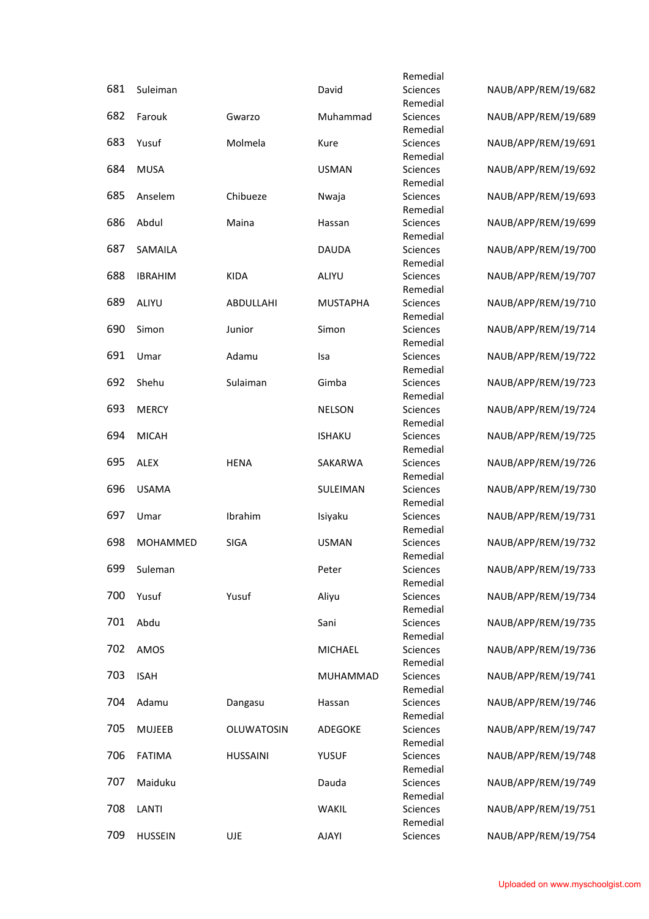| | | | | | |
|---|---|---|---|---|---|
| 681 | Suleiman | | David | Remedial Sciences | NAUB/APP/REM/19/682 |
| 682 | Farouk | Gwarzo | Muhammad | Remedial Sciences | NAUB/APP/REM/19/689 |
| 683 | Yusuf | Molmela | Kure | Remedial Sciences | NAUB/APP/REM/19/691 |
| 684 | MUSA | | USMAN | Remedial Sciences | NAUB/APP/REM/19/692 |
| 685 | Anselem | Chibueze | Nwaja | Remedial Sciences | NAUB/APP/REM/19/693 |
| 686 | Abdul | Maina | Hassan | Remedial Sciences | NAUB/APP/REM/19/699 |
| 687 | SAMAILA | | DAUDA | Remedial Sciences | NAUB/APP/REM/19/700 |
| 688 | IBRAHIM | KIDA | ALIYU | Remedial Sciences | NAUB/APP/REM/19/707 |
| 689 | ALIYU | ABDULLAHI | MUSTAPHA | Remedial Sciences | NAUB/APP/REM/19/710 |
| 690 | Simon | Junior | Simon | Remedial Sciences | NAUB/APP/REM/19/714 |
| 691 | Umar | Adamu | Isa | Remedial Sciences | NAUB/APP/REM/19/722 |
| 692 | Shehu | Sulaiman | Gimba | Remedial Sciences | NAUB/APP/REM/19/723 |
| 693 | MERCY | | NELSON | Remedial Sciences | NAUB/APP/REM/19/724 |
| 694 | MICAH | | ISHAKU | Remedial Sciences | NAUB/APP/REM/19/725 |
| 695 | ALEX | HENA | SAKARWA | Remedial Sciences | NAUB/APP/REM/19/726 |
| 696 | USAMA | | SULEIMAN | Remedial Sciences | NAUB/APP/REM/19/730 |
| 697 | Umar | Ibrahim | Isiyaku | Remedial Sciences | NAUB/APP/REM/19/731 |
| 698 | MOHAMMED | SIGA | USMAN | Remedial Sciences | NAUB/APP/REM/19/732 |
| 699 | Suleman | | Peter | Remedial Sciences | NAUB/APP/REM/19/733 |
| 700 | Yusuf | Yusuf | Aliyu | Remedial Sciences | NAUB/APP/REM/19/734 |
| 701 | Abdu | | Sani | Remedial Sciences | NAUB/APP/REM/19/735 |
| 702 | AMOS | | MICHAEL | Remedial Sciences | NAUB/APP/REM/19/736 |
| 703 | ISAH | | MUHAMMAD | Remedial Sciences | NAUB/APP/REM/19/741 |
| 704 | Adamu | Dangasu | Hassan | Remedial Sciences | NAUB/APP/REM/19/746 |
| 705 | MUJEEB | OLUWATOSIN | ADEGOKE | Remedial Sciences | NAUB/APP/REM/19/747 |
| 706 | FATIMA | HUSSAINI | YUSUF | Remedial Sciences | NAUB/APP/REM/19/748 |
| 707 | Maiduku | | Dauda | Remedial Sciences | NAUB/APP/REM/19/749 |
| 708 | LANTI | | WAKIL | Remedial Sciences | NAUB/APP/REM/19/751 |
| 709 | HUSSEIN | UJE | AJAYI | Remedial Sciences | NAUB/APP/REM/19/754 |

Uploaded on www.myschoolgist.com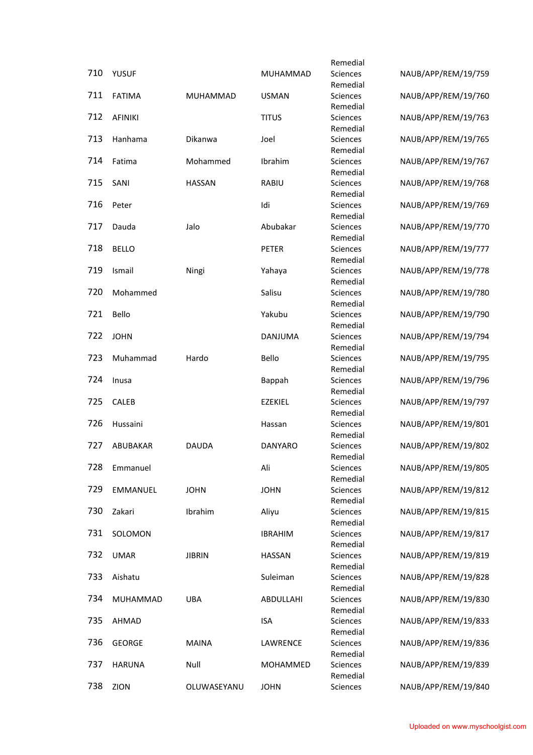| | | | | | |
|---|---|---|---|---|---|
| 710 | YUSUF | | MUHAMMAD | Remedial Sciences | NAUB/APP/REM/19/759 |
| 711 | FATIMA | MUHAMMAD | USMAN | Remedial Sciences | NAUB/APP/REM/19/760 |
| 712 | AFINIKI | | TITUS | Remedial Sciences | NAUB/APP/REM/19/763 |
| 713 | Hanhama | Dikanwa | Joel | Remedial Sciences | NAUB/APP/REM/19/765 |
| 714 | Fatima | Mohammed | Ibrahim | Remedial Sciences | NAUB/APP/REM/19/767 |
| 715 | SANI | HASSAN | RABIU | Remedial Sciences | NAUB/APP/REM/19/768 |
| 716 | Peter | | Idi | Remedial Sciences | NAUB/APP/REM/19/769 |
| 717 | Dauda | Jalo | Abubakar | Remedial Sciences | NAUB/APP/REM/19/770 |
| 718 | BELLO | | PETER | Remedial Sciences | NAUB/APP/REM/19/777 |
| 719 | Ismail | Ningi | Yahaya | Remedial Sciences | NAUB/APP/REM/19/778 |
| 720 | Mohammed | | Salisu | Remedial Sciences | NAUB/APP/REM/19/780 |
| 721 | Bello | | Yakubu | Remedial Sciences | NAUB/APP/REM/19/790 |
| 722 | JOHN | | DANJUMA | Remedial Sciences | NAUB/APP/REM/19/794 |
| 723 | Muhammad | Hardo | Bello | Remedial Sciences | NAUB/APP/REM/19/795 |
| 724 | Inusa | | Bappah | Remedial Sciences | NAUB/APP/REM/19/796 |
| 725 | CALEB | | EZEKIEL | Remedial Sciences | NAUB/APP/REM/19/797 |
| 726 | Hussaini | | Hassan | Remedial Sciences | NAUB/APP/REM/19/801 |
| 727 | ABUBAKAR | DAUDA | DANYARO | Remedial Sciences | NAUB/APP/REM/19/802 |
| 728 | Emmanuel | | Ali | Remedial Sciences | NAUB/APP/REM/19/805 |
| 729 | EMMANUEL | JOHN | JOHN | Remedial Sciences | NAUB/APP/REM/19/812 |
| 730 | Zakari | Ibrahim | Aliyu | Remedial Sciences | NAUB/APP/REM/19/815 |
| 731 | SOLOMON | | IBRAHIM | Remedial Sciences | NAUB/APP/REM/19/817 |
| 732 | UMAR | JIBRIN | HASSAN | Remedial Sciences | NAUB/APP/REM/19/819 |
| 733 | Aishatu | | Suleiman | Remedial Sciences | NAUB/APP/REM/19/828 |
| 734 | MUHAMMAD | UBA | ABDULLAHI | Remedial Sciences | NAUB/APP/REM/19/830 |
| 735 | AHMAD | | ISA | Remedial Sciences | NAUB/APP/REM/19/833 |
| 736 | GEORGE | MAINA | LAWRENCE | Remedial Sciences | NAUB/APP/REM/19/836 |
| 737 | HARUNA | Null | MOHAMMED | Remedial Sciences | NAUB/APP/REM/19/839 |
| 738 | ZION | OLUWASEYANU | JOHN | Remedial Sciences | NAUB/APP/REM/19/840 |

Uploaded on www.myschoolgist.com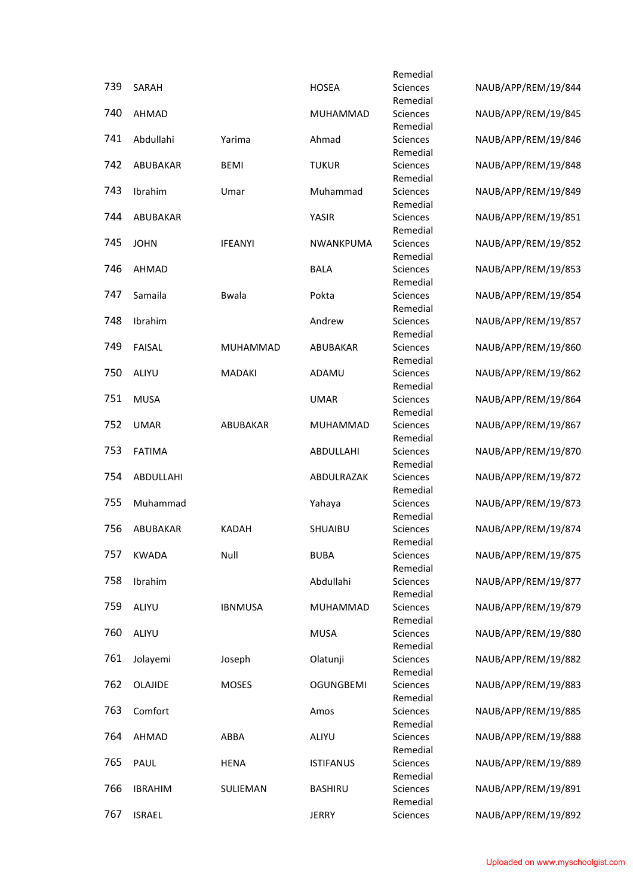| | | | | | |
|---|---|---|---|---|---|
| 739 | SARAH | | HOSEA | Remedial Sciences | NAUB/APP/REM/19/844 |
| 740 | AHMAD | | MUHAMMAD | Remedial Sciences | NAUB/APP/REM/19/845 |
| 741 | Abdullahi | Yarima | Ahmad | Remedial Sciences | NAUB/APP/REM/19/846 |
| 742 | ABUBAKAR | BEMI | TUKUR | Remedial Sciences | NAUB/APP/REM/19/848 |
| 743 | Ibrahim | Umar | Muhammad | Remedial Sciences | NAUB/APP/REM/19/849 |
| 744 | ABUBAKAR | | YASIR | Remedial Sciences | NAUB/APP/REM/19/851 |
| 745 | JOHN | IFEANYI | NWANKPUMA | Remedial Sciences | NAUB/APP/REM/19/852 |
| 746 | AHMAD | | BALA | Remedial Sciences | NAUB/APP/REM/19/853 |
| 747 | Samaila | Bwala | Pokta | Remedial Sciences | NAUB/APP/REM/19/854 |
| 748 | Ibrahim | | Andrew | Remedial Sciences | NAUB/APP/REM/19/857 |
| 749 | FAISAL | MUHAMMAD | ABUBAKAR | Remedial Sciences | NAUB/APP/REM/19/860 |
| 750 | ALIYU | MADAKI | ADAMU | Remedial Sciences | NAUB/APP/REM/19/862 |
| 751 | MUSA | | UMAR | Remedial Sciences | NAUB/APP/REM/19/864 |
| 752 | UMAR | ABUBAKAR | MUHAMMAD | Remedial Sciences | NAUB/APP/REM/19/867 |
| 753 | FATIMA | | ABDULLAHI | Remedial Sciences | NAUB/APP/REM/19/870 |
| 754 | ABDULLAHI | | ABDULRAZAK | Remedial Sciences | NAUB/APP/REM/19/872 |
| 755 | Muhammad | | Yahaya | Remedial Sciences | NAUB/APP/REM/19/873 |
| 756 | ABUBAKAR | KADAH | SHUAIBU | Remedial Sciences | NAUB/APP/REM/19/874 |
| 757 | KWADA | Null | BUBA | Remedial Sciences | NAUB/APP/REM/19/875 |
| 758 | Ibrahim | | Abdullahi | Remedial Sciences | NAUB/APP/REM/19/877 |
| 759 | ALIYU | IBNMUSA | MUHAMMAD | Remedial Sciences | NAUB/APP/REM/19/879 |
| 760 | ALIYU | | MUSA | Remedial Sciences | NAUB/APP/REM/19/880 |
| 761 | Jolayemi | Joseph | Olatunji | Remedial Sciences | NAUB/APP/REM/19/882 |
| 762 | OLAJIDE | MOSES | OGUNGBEMI | Remedial Sciences | NAUB/APP/REM/19/883 |
| 763 | Comfort | | Amos | Remedial Sciences | NAUB/APP/REM/19/885 |
| 764 | AHMAD | ABBA | ALIYU | Remedial Sciences | NAUB/APP/REM/19/888 |
| 765 | PAUL | HENA | ISTIFANUS | Remedial Sciences | NAUB/APP/REM/19/889 |
| 766 | IBRAHIM | SULIEMAN | BASHIRU | Remedial Sciences | NAUB/APP/REM/19/891 |
| 767 | ISRAEL | | JERRY | Remedial Sciences | NAUB/APP/REM/19/892 |

Uploaded on www.myschoolgist.com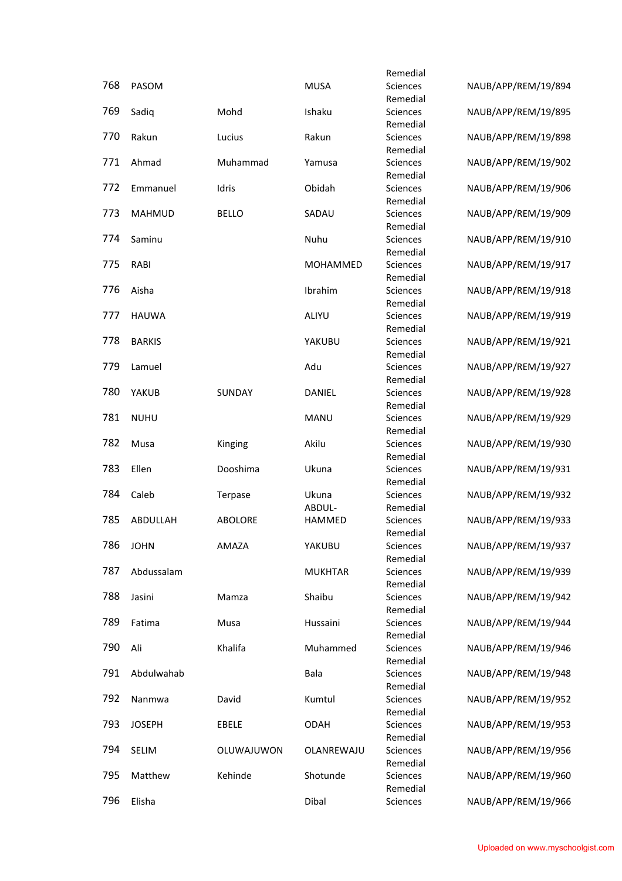| 768 | PASOM | | MUSA | Remedial Sciences | NAUB/APP/REM/19/894 |
|---|---|---|---|---|---|
| 769 | Sadiq | Mohd | Ishaku | Remedial Sciences | NAUB/APP/REM/19/895 |
| 770 | Rakun | Lucius | Rakun | Remedial Sciences | NAUB/APP/REM/19/898 |
| 771 | Ahmad | Muhammad | Yamusa | Remedial Sciences | NAUB/APP/REM/19/902 |
| 772 | Emmanuel | Idris | Obidah | Remedial Sciences | NAUB/APP/REM/19/906 |
| 773 | MAHMUD | BELLO | SADAU | Remedial Sciences | NAUB/APP/REM/19/909 |
| 774 | Saminu | | Nuhu | Remedial Sciences | NAUB/APP/REM/19/910 |
| 775 | RABI | | MOHAMMED | Remedial Sciences | NAUB/APP/REM/19/917 |
| 776 | Aisha | | Ibrahim | Remedial Sciences | NAUB/APP/REM/19/918 |
| 777 | HAUWA | | ALIYU | Remedial Sciences | NAUB/APP/REM/19/919 |
| 778 | BARKIS | | YAKUBU | Remedial Sciences | NAUB/APP/REM/19/921 |
| 779 | Lamuel | | Adu | Remedial Sciences | NAUB/APP/REM/19/927 |
| 780 | YAKUB | SUNDAY | DANIEL | Remedial Sciences | NAUB/APP/REM/19/928 |
| 781 | NUHU | | MANU | Remedial Sciences | NAUB/APP/REM/19/929 |
| 782 | Musa | Kinging | Akilu | Remedial Sciences | NAUB/APP/REM/19/930 |
| 783 | Ellen | Dooshima | Ukuna | Remedial Sciences | NAUB/APP/REM/19/931 |
| 784 | Caleb | Terpase | Ukuna | Remedial Sciences | NAUB/APP/REM/19/932 |
| 785 | ABDULLAH | ABOLORE | ABDUL-HAMMED | Remedial Sciences | NAUB/APP/REM/19/933 |
| 786 | JOHN | AMAZA | YAKUBU | Remedial Sciences | NAUB/APP/REM/19/937 |
| 787 | Abdussalam | | MUKHTAR | Remedial Sciences | NAUB/APP/REM/19/939 |
| 788 | Jasini | Mamza | Shaibu | Remedial Sciences | NAUB/APP/REM/19/942 |
| 789 | Fatima | Musa | Hussaini | Remedial Sciences | NAUB/APP/REM/19/944 |
| 790 | Ali | Khalifa | Muhammed | Remedial Sciences | NAUB/APP/REM/19/946 |
| 791 | Abdulwahab | | Bala | Remedial Sciences | NAUB/APP/REM/19/948 |
| 792 | Nanmwa | David | Kumtul | Remedial Sciences | NAUB/APP/REM/19/952 |
| 793 | JOSEPH | EBELE | ODAH | Remedial Sciences | NAUB/APP/REM/19/953 |
| 794 | SELIM | OLUWAJUWON | OLANREWAJU | Remedial Sciences | NAUB/APP/REM/19/956 |
| 795 | Matthew | Kehinde | Shotunde | Remedial Sciences | NAUB/APP/REM/19/960 |
| 796 | Elisha | | Dibal | Remedial Sciences | NAUB/APP/REM/19/966 |

Uploaded on www.myschoolgist.com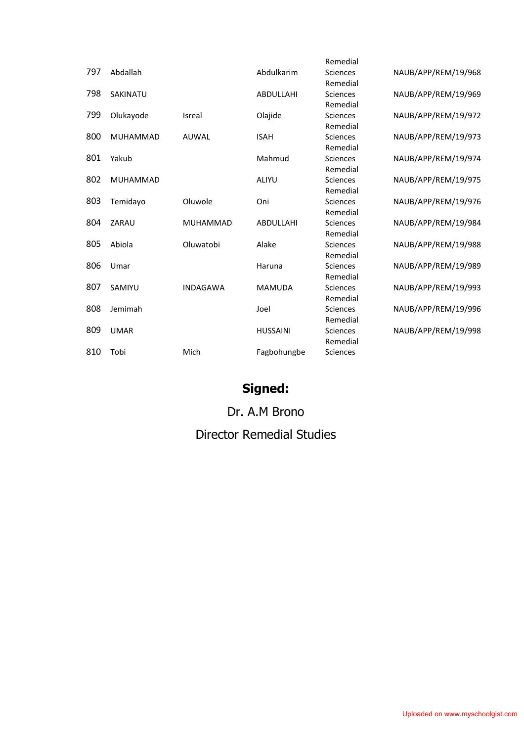| | | | | | |
|---|---|---|---|---|---|
| 797 | Abdallah | | Abdulkarim | Remedial Sciences | NAUB/APP/REM/19/968 |
| 798 | SAKINATU | | ABDULLAHI | Remedial Sciences | NAUB/APP/REM/19/969 |
| 799 | Olukayode | Isreal | Olajide | Remedial Sciences | NAUB/APP/REM/19/972 |
| 800 | MUHAMMAD | AUWAL | ISAH | Remedial Sciences | NAUB/APP/REM/19/973 |
| 801 | Yakub | | Mahmud | Remedial Sciences | NAUB/APP/REM/19/974 |
| 802 | MUHAMMAD | | ALIYU | Remedial Sciences | NAUB/APP/REM/19/975 |
| 803 | Temidayo | Oluwole | Oni | Remedial Sciences | NAUB/APP/REM/19/976 |
| 804 | ZARAU | MUHAMMAD | ABDULLAHI | Remedial Sciences | NAUB/APP/REM/19/984 |
| 805 | Abiola | Oluwatobi | Alake | Remedial Sciences | NAUB/APP/REM/19/988 |
| 806 | Umar | | Haruna | Remedial Sciences | NAUB/APP/REM/19/989 |
| 807 | SAMIYU | INDAGAWA | MAMUDA | Remedial Sciences | NAUB/APP/REM/19/993 |
| 808 | Jemimah | | Joel | Remedial Sciences | NAUB/APP/REM/19/996 |
| 809 | UMAR | | HUSSAINI | Remedial Sciences | NAUB/APP/REM/19/998 |
| 810 | Tobi | Mich | Fagbohungbe | Remedial Sciences | |

**Signed:**

Dr. A.M Brono

Director Remedial Studies

Uploaded on www.myschoolgist.com